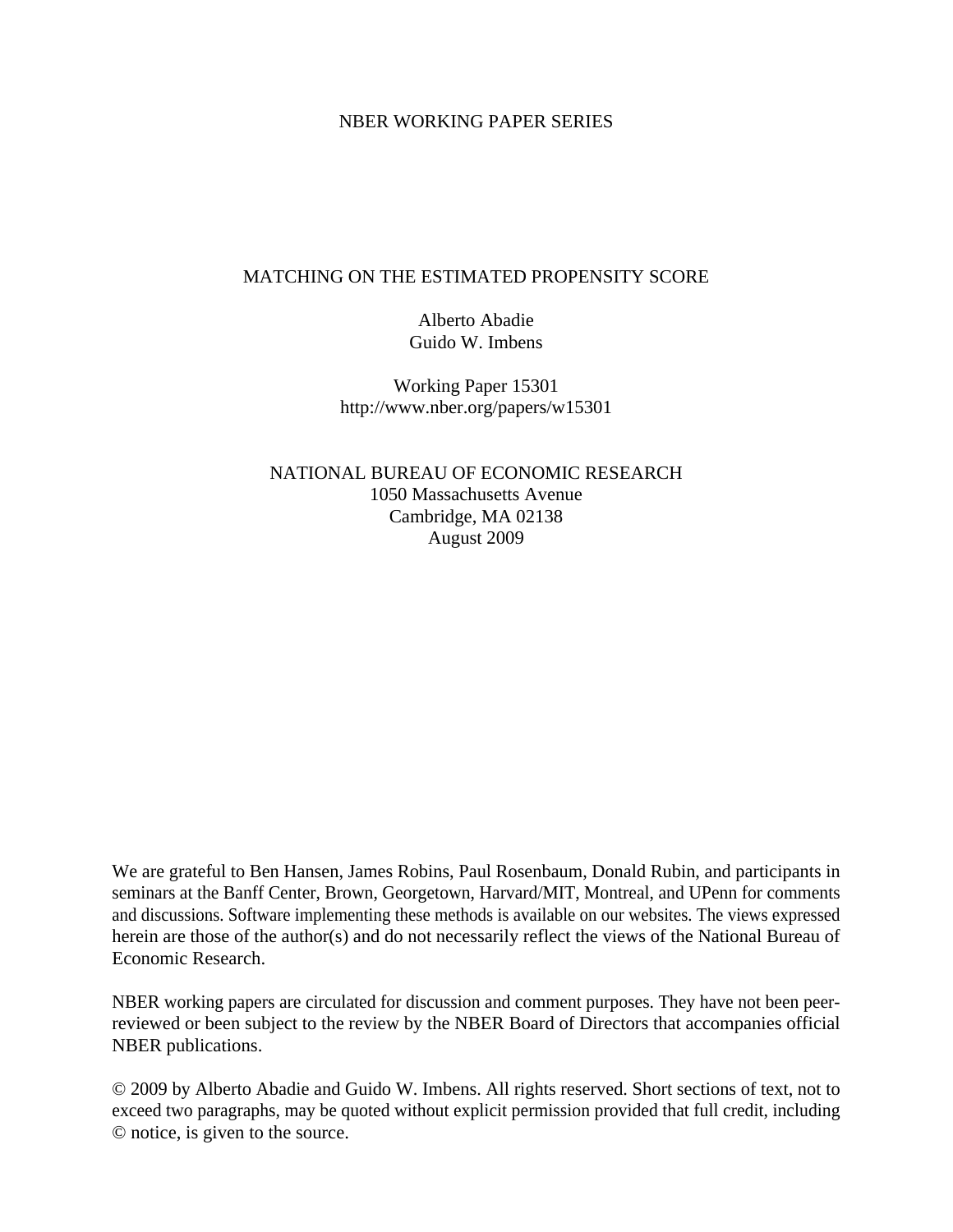NBER WORKING PAPER SERIES

# MATCHING ON THE ESTIMATED PROPENSITY SCORE

Alberto Abadie
Guido W. Imbens

Working Paper 15301
http://www.nber.org/papers/w15301

NATIONAL BUREAU OF ECONOMIC RESEARCH
1050 Massachusetts Avenue
Cambridge, MA 02138
August 2009

We are grateful to Ben Hansen, James Robins, Paul Rosenbaum, Donald Rubin, and participants in seminars at the Banff Center, Brown, Georgetown, Harvard/MIT, Montreal, and UPenn for comments and discussions. Software implementing these methods is available on our websites. The views expressed herein are those of the author(s) and do not necessarily reflect the views of the National Bureau of Economic Research.

NBER working papers are circulated for discussion and comment purposes. They have not been peer-reviewed or been subject to the review by the NBER Board of Directors that accompanies official NBER publications.

© 2009 by Alberto Abadie and Guido W. Imbens. All rights reserved. Short sections of text, not to exceed two paragraphs, may be quoted without explicit permission provided that full credit, including © notice, is given to the source.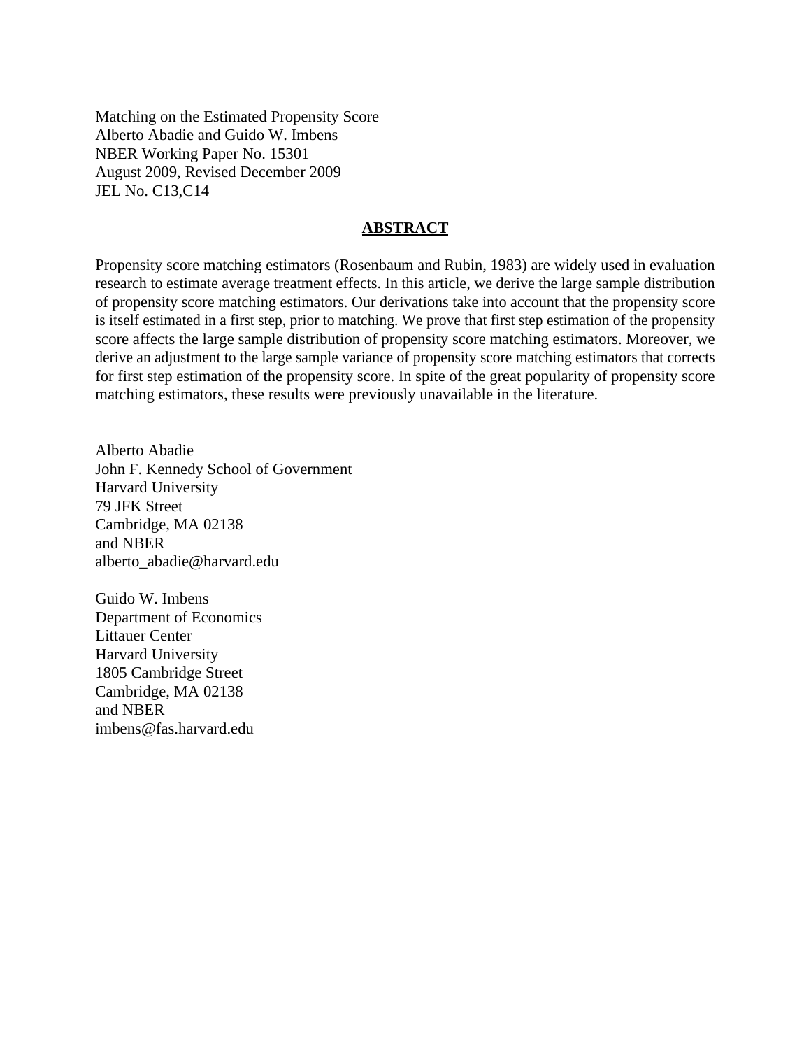Matching on the Estimated Propensity Score
Alberto Abadie and Guido W. Imbens
NBER Working Paper No. 15301
August 2009, Revised December 2009
JEL No. C13,C14

## ABSTRACT

Propensity score matching estimators (Rosenbaum and Rubin, 1983) are widely used in evaluation research to estimate average treatment effects. In this article, we derive the large sample distribution of propensity score matching estimators. Our derivations take into account that the propensity score is itself estimated in a first step, prior to matching. We prove that first step estimation of the propensity score affects the large sample distribution of propensity score matching estimators. Moreover, we derive an adjustment to the large sample variance of propensity score matching estimators that corrects for first step estimation of the propensity score. In spite of the great popularity of propensity score matching estimators, these results were previously unavailable in the literature.

Alberto Abadie
John F. Kennedy School of Government
Harvard University
79 JFK Street
Cambridge, MA 02138
and NBER
alberto_abadie@harvard.edu

Guido W. Imbens
Department of Economics
Littauer Center
Harvard University
1805 Cambridge Street
Cambridge, MA 02138
and NBER
imbens@fas.harvard.edu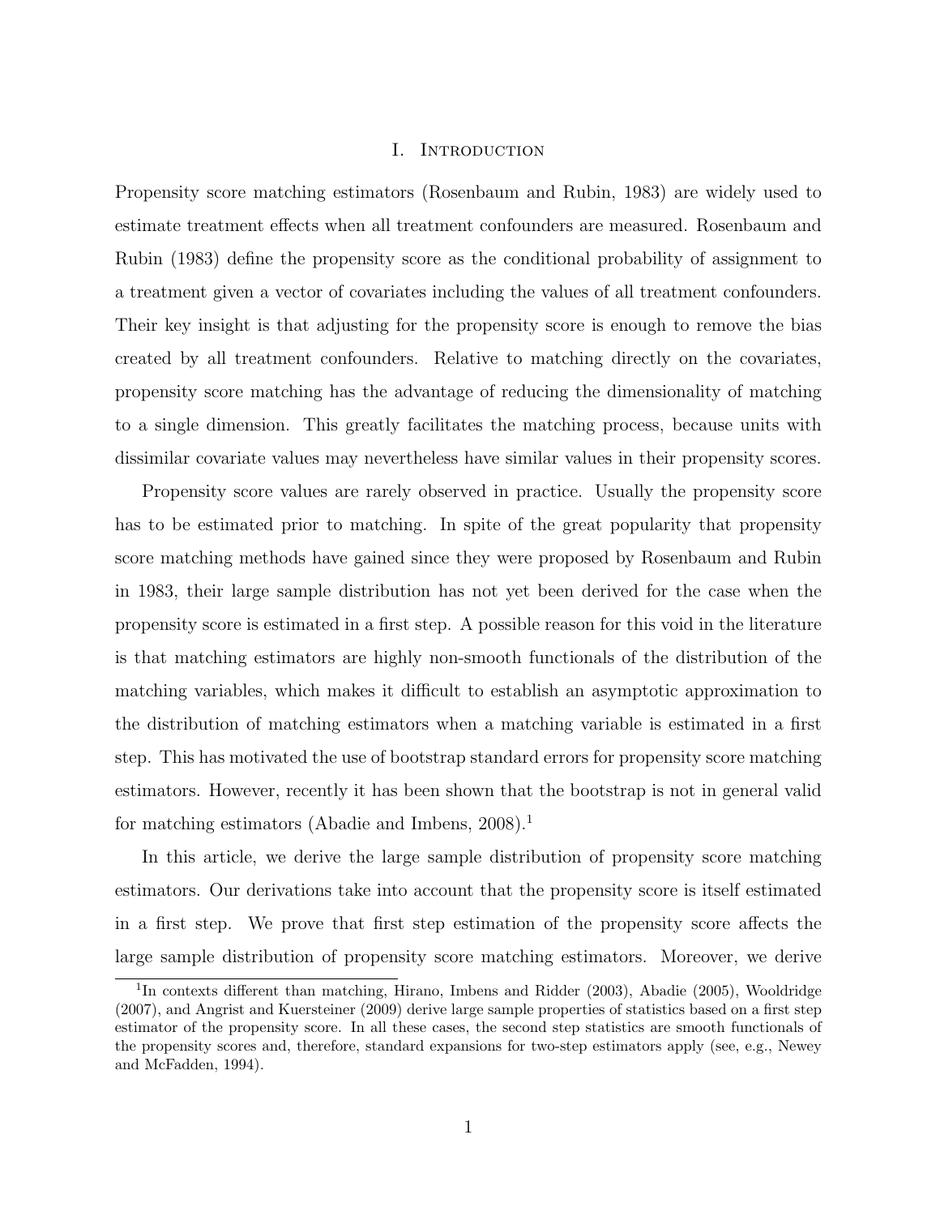# I. Introduction

Propensity score matching estimators (Rosenbaum and Rubin, 1983) are widely used to estimate treatment effects when all treatment confounders are measured. Rosenbaum and Rubin (1983) define the propensity score as the conditional probability of assignment to a treatment given a vector of covariates including the values of all treatment confounders. Their key insight is that adjusting for the propensity score is enough to remove the bias created by all treatment confounders. Relative to matching directly on the covariates, propensity score matching has the advantage of reducing the dimensionality of matching to a single dimension. This greatly facilitates the matching process, because units with dissimilar covariate values may nevertheless have similar values in their propensity scores.

Propensity score values are rarely observed in practice. Usually the propensity score has to be estimated prior to matching. In spite of the great popularity that propensity score matching methods have gained since they were proposed by Rosenbaum and Rubin in 1983, their large sample distribution has not yet been derived for the case when the propensity score is estimated in a first step. A possible reason for this void in the literature is that matching estimators are highly non-smooth functionals of the distribution of the matching variables, which makes it difficult to establish an asymptotic approximation to the distribution of matching estimators when a matching variable is estimated in a first step. This has motivated the use of bootstrap standard errors for propensity score matching estimators. However, recently it has been shown that the bootstrap is not in general valid for matching estimators (Abadie and Imbens, 2008).[1]

In this article, we derive the large sample distribution of propensity score matching estimators. Our derivations take into account that the propensity score is itself estimated in a first step. We prove that first step estimation of the propensity score affects the large sample distribution of propensity score matching estimators. Moreover, we derive

[1] In contexts different than matching, Hirano, Imbens and Ridder (2003), Abadie (2005), Wooldridge (2007), and Angrist and Kuersteiner (2009) derive large sample properties of statistics based on a first step estimator of the propensity score. In all these cases, the second step statistics are smooth functionals of the propensity scores and, therefore, standard expansions for two-step estimators apply (see, e.g., Newey and McFadden, 1994).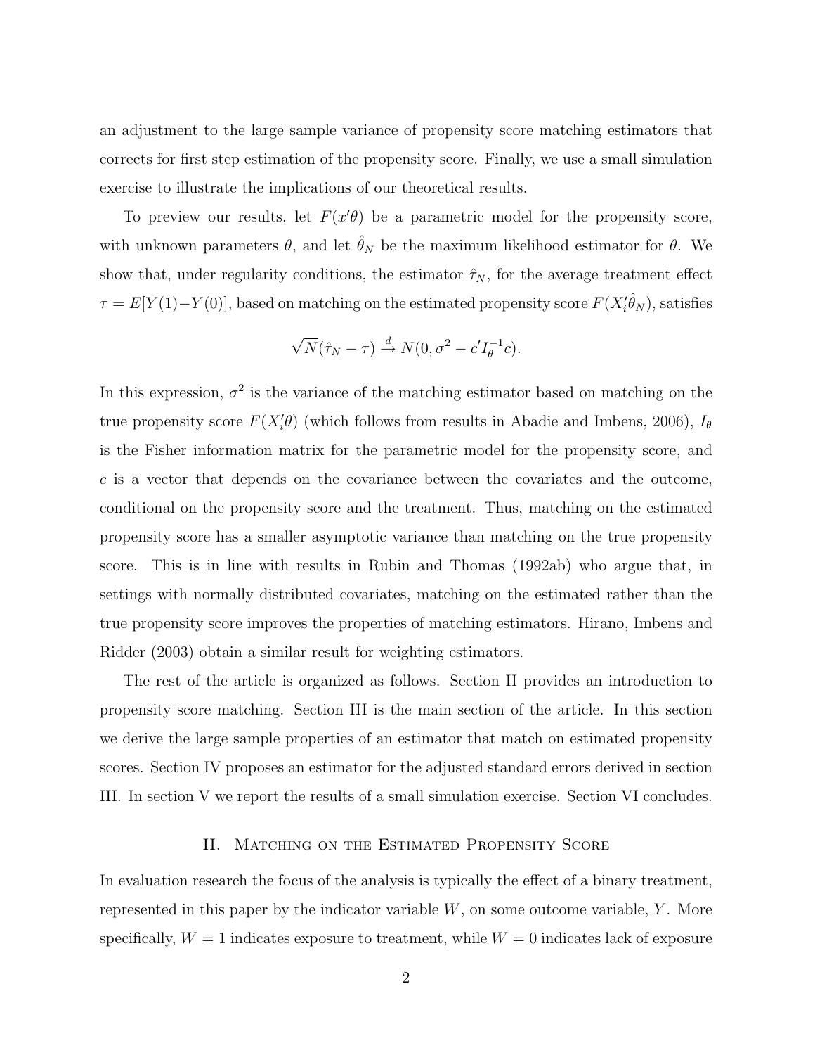an adjustment to the large sample variance of propensity score matching estimators that corrects for first step estimation of the propensity score. Finally, we use a small simulation exercise to illustrate the implications of our theoretical results.

To preview our results, let $F(x'\theta)$ be a parametric model for the propensity score, with unknown parameters $\theta$, and let $\hat{\theta}_N$ be the maximum likelihood estimator for $\theta$. We show that, under regularity conditions, the estimator $\hat{\tau}_N$, for the average treatment effect $\tau = E[Y(1)-Y(0)]$, based on matching on the estimated propensity score $F(X_i'\hat{\theta}_N)$, satisfies

$$\sqrt{N}(\hat{\tau}_N - \tau) \xrightarrow{d} N(0, \sigma^2 - c'I_\theta^{-1}c).$$

In this expression, $\sigma^2$ is the variance of the matching estimator based on matching on the true propensity score $F(X_i'\theta)$ (which follows from results in Abadie and Imbens, 2006), $I_\theta$ is the Fisher information matrix for the parametric model for the propensity score, and $c$ is a vector that depends on the covariance between the covariates and the outcome, conditional on the propensity score and the treatment. Thus, matching on the estimated propensity score has a smaller asymptotic variance than matching on the true propensity score. This is in line with results in Rubin and Thomas (1992ab) who argue that, in settings with normally distributed covariates, matching on the estimated rather than the true propensity score improves the properties of matching estimators. Hirano, Imbens and Ridder (2003) obtain a similar result for weighting estimators.

The rest of the article is organized as follows. Section II provides an introduction to propensity score matching. Section III is the main section of the article. In this section we derive the large sample properties of an estimator that match on estimated propensity scores. Section IV proposes an estimator for the adjusted standard errors derived in section III. In section V we report the results of a small simulation exercise. Section VI concludes.

## II. Matching on the Estimated Propensity Score

In evaluation research the focus of the analysis is typically the effect of a binary treatment, represented in this paper by the indicator variable $W$, on some outcome variable, $Y$. More specifically, $W = 1$ indicates exposure to treatment, while $W = 0$ indicates lack of exposure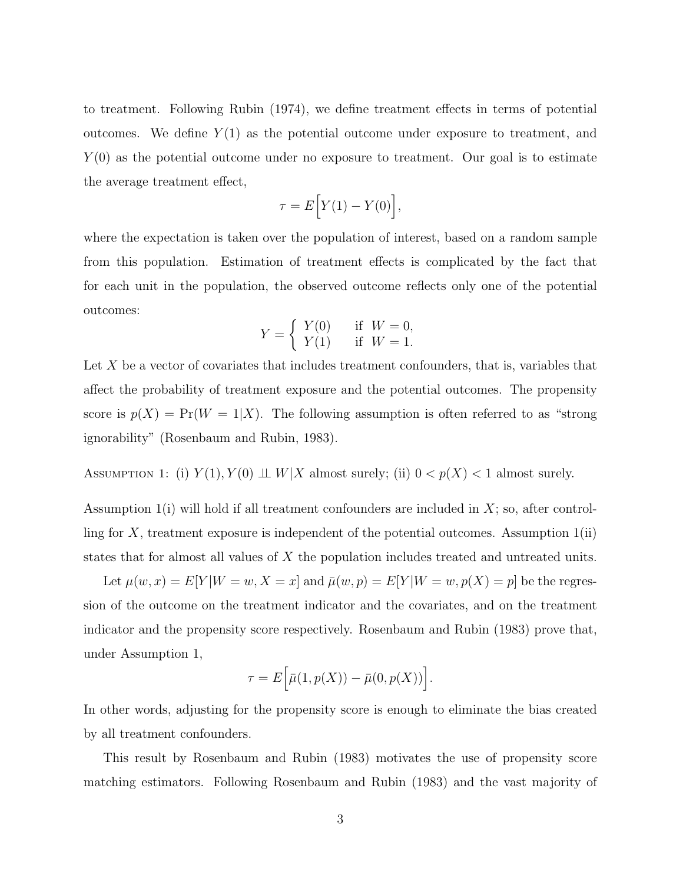to treatment. Following Rubin (1974), we define treatment effects in terms of potential outcomes. We define $Y(1)$ as the potential outcome under exposure to treatment, and $Y(0)$ as the potential outcome under no exposure to treatment. Our goal is to estimate the average treatment effect,

$$\tau = E\Big[Y(1) - Y(0)\Big],$$

where the expectation is taken over the population of interest, based on a random sample from this population. Estimation of treatment effects is complicated by the fact that for each unit in the population, the observed outcome reflects only one of the potential outcomes:

$$Y = \begin{cases} Y(0) & \text{if } W = 0, \\ Y(1) & \text{if } W = 1. \end{cases}$$

Let $X$ be a vector of covariates that includes treatment confounders, that is, variables that affect the probability of treatment exposure and the potential outcomes. The propensity score is $p(X) = \Pr(W = 1|X)$. The following assumption is often referred to as "strong ignorability" (Rosenbaum and Rubin, 1983).

Assumption 1: (i) $Y(1), Y(0) \perp\!\!\!\perp W|X$ almost surely; (ii) $0 < p(X) < 1$ almost surely.

Assumption 1(i) will hold if all treatment confounders are included in $X$; so, after controlling for $X$, treatment exposure is independent of the potential outcomes. Assumption 1(ii) states that for almost all values of $X$ the population includes treated and untreated units.

Let $\mu(w, x) = E[Y|W = w, X = x]$ and $\bar{\mu}(w, p) = E[Y|W = w, p(X) = p]$ be the regression of the outcome on the treatment indicator and the covariates, and on the treatment indicator and the propensity score respectively. Rosenbaum and Rubin (1983) prove that, under Assumption 1,

$$\tau = E\Big[\bar{\mu}(1, p(X)) - \bar{\mu}(0, p(X))\Big].$$

In other words, adjusting for the propensity score is enough to eliminate the bias created by all treatment confounders.

This result by Rosenbaum and Rubin (1983) motivates the use of propensity score matching estimators. Following Rosenbaum and Rubin (1983) and the vast majority of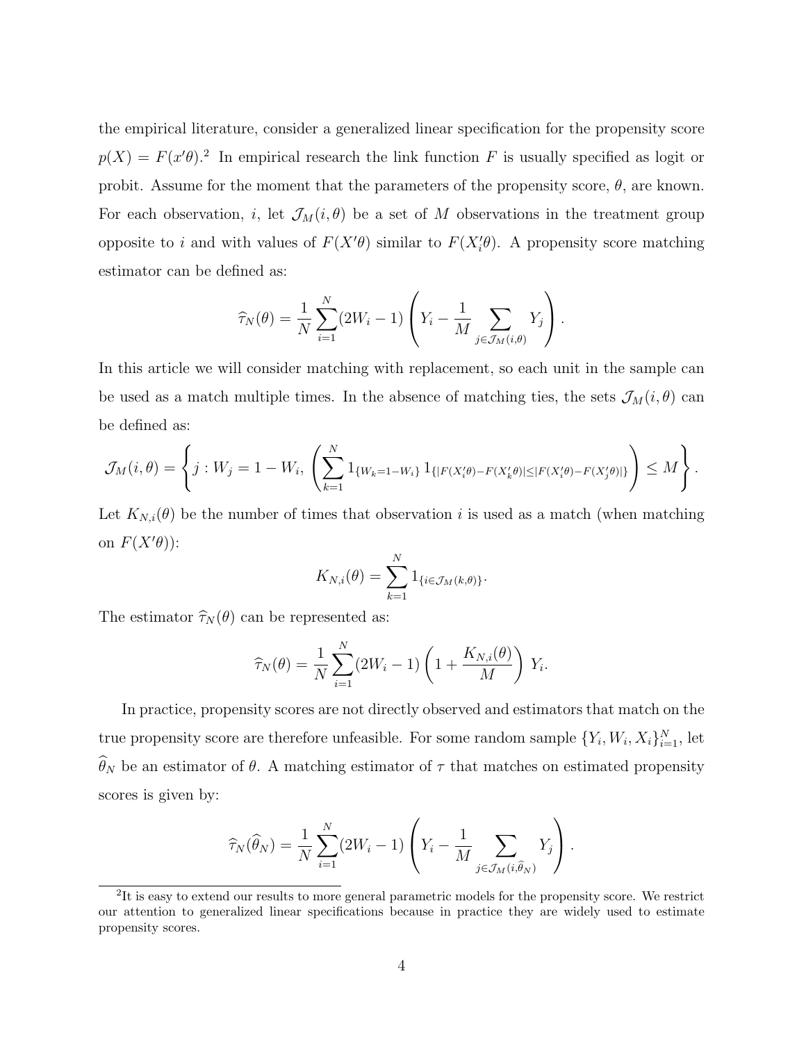the empirical literature, consider a generalized linear specification for the propensity score $p(X) = F(x'\theta)$.[2] In empirical research the link function $F$ is usually specified as logit or probit. Assume for the moment that the parameters of the propensity score, $\theta$, are known. For each observation, $i$, let $\mathcal{J}_M(i, \theta)$ be a set of $M$ observations in the treatment group opposite to $i$ and with values of $F(X'\theta)$ similar to $F(X_i'\theta)$. A propensity score matching estimator can be defined as:

$$\widehat{\tau}_N(\theta) = \frac{1}{N} \sum_{i=1}^{N} (2W_i - 1) \left( Y_i - \frac{1}{M} \sum_{j \in \mathcal{J}_M(i,\theta)} Y_j \right).$$

In this article we will consider matching with replacement, so each unit in the sample can be used as a match multiple times. In the absence of matching ties, the sets $\mathcal{J}_M(i, \theta)$ can be defined as:

$$\mathcal{J}_M(i, \theta) = \left\{ j : W_j = 1 - W_i, \left( \sum_{k=1}^{N} 1_{\{W_k = 1 - W_i\}} \, 1_{\{|F(X_i'\theta) - F(X_k'\theta)| \leq |F(X_i'\theta) - F(X_j'\theta)|\}} \right) \leq M \right\}.$$

Let $K_{N,i}(\theta)$ be the number of times that observation $i$ is used as a match (when matching on $F(X'\theta)$):

$$K_{N,i}(\theta) = \sum_{k=1}^{N} 1_{\{i \in \mathcal{J}_M(k,\theta)\}}.$$

The estimator $\widehat{\tau}_N(\theta)$ can be represented as:

$$\widehat{\tau}_N(\theta) = \frac{1}{N} \sum_{i=1}^{N} (2W_i - 1) \left( 1 + \frac{K_{N,i}(\theta)}{M} \right) Y_i.$$

In practice, propensity scores are not directly observed and estimators that match on the true propensity score are therefore unfeasible. For some random sample $\{Y_i, W_i, X_i\}_{i=1}^{N}$, let $\widehat{\theta}_N$ be an estimator of $\theta$. A matching estimator of $\tau$ that matches on estimated propensity scores is given by:

$$\widehat{\tau}_N(\widehat{\theta}_N) = \frac{1}{N} \sum_{i=1}^{N} (2W_i - 1) \left( Y_i - \frac{1}{M} \sum_{j \in \mathcal{J}_M(i,\widehat{\theta}_N)} Y_j \right).$$

[2] It is easy to extend our results to more general parametric models for the propensity score. We restrict our attention to generalized linear specifications because in practice they are widely used to estimate propensity scores.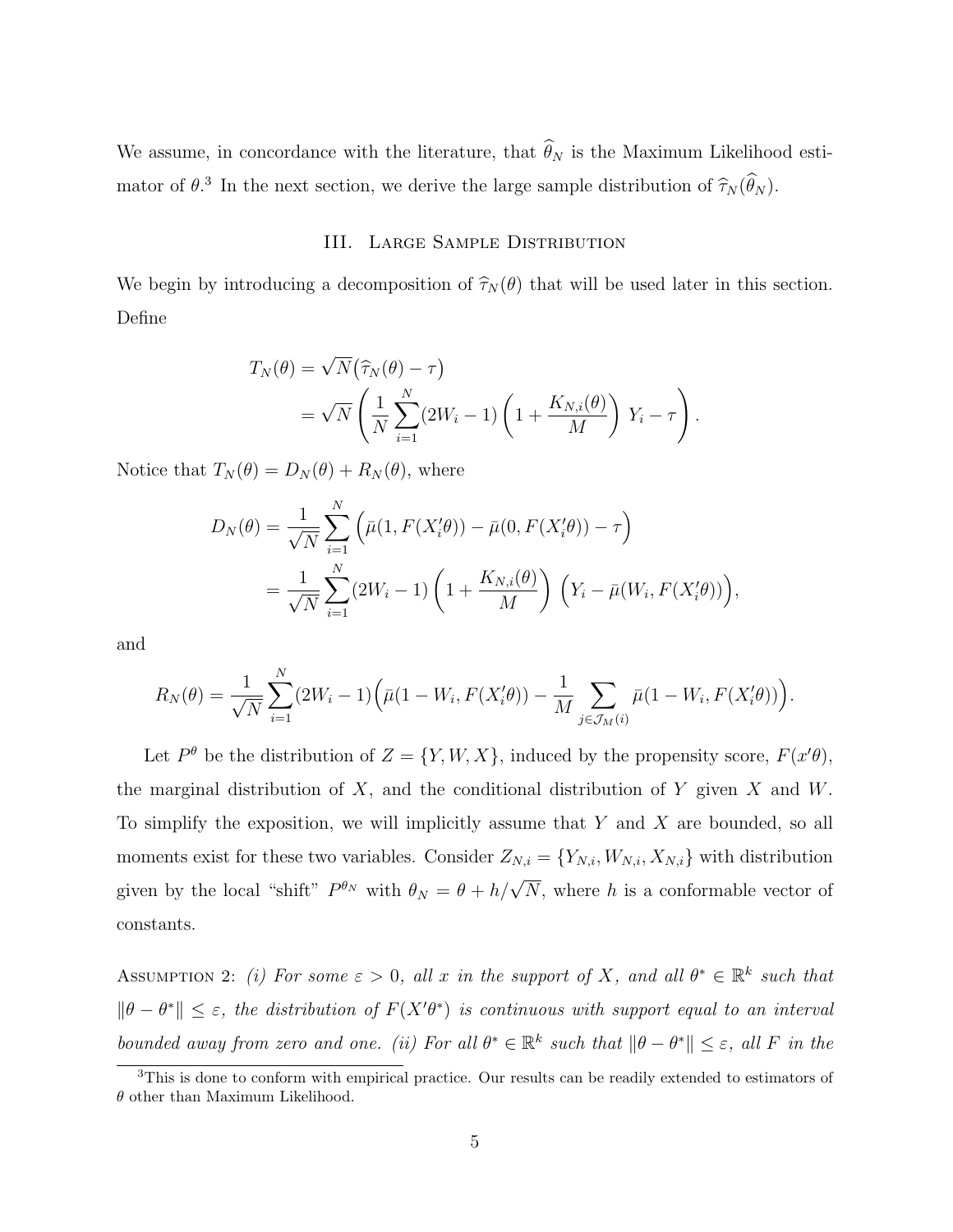We assume, in concordance with the literature, that $\widehat{\theta}_N$ is the Maximum Likelihood estimator of $\theta$.[3] In the next section, we derive the large sample distribution of $\widehat{\tau}_N(\widehat{\theta}_N)$.

## III. Large Sample Distribution

We begin by introducing a decomposition of $\widehat{\tau}_N(\theta)$ that will be used later in this section. Define

$$
\begin{aligned}
T_N(\theta) &= \sqrt{N}\big(\widehat{\tau}_N(\theta) - \tau\big) \\
&= \sqrt{N}\left(\frac{1}{N}\sum_{i=1}^{N}(2W_i - 1)\left(1 + \frac{K_{N,i}(\theta)}{M}\right)\, Y_i - \tau\right).
\end{aligned}
$$

Notice that $T_N(\theta) = D_N(\theta) + R_N(\theta)$, where

$$
\begin{aligned}
D_N(\theta) &= \frac{1}{\sqrt{N}}\sum_{i=1}^{N}\Big(\bar{\mu}(1, F(X_i'\theta)) - \bar{\mu}(0, F(X_i'\theta)) - \tau\Big) \\
&= \frac{1}{\sqrt{N}}\sum_{i=1}^{N}(2W_i - 1)\left(1 + \frac{K_{N,i}(\theta)}{M}\right)\,\Big(Y_i - \bar{\mu}(W_i, F(X_i'\theta))\Big),
\end{aligned}
$$

and

$$
R_N(\theta) = \frac{1}{\sqrt{N}}\sum_{i=1}^{N}(2W_i - 1)\Big(\bar{\mu}(1 - W_i, F(X_i'\theta)) - \frac{1}{M}\sum_{j\in\mathcal{J}_M(i)}\bar{\mu}(1 - W_i, F(X_i'\theta))\Big).
$$

Let $P^{\theta}$ be the distribution of $Z = \{Y, W, X\}$, induced by the propensity score, $F(x'\theta)$, the marginal distribution of $X$, and the conditional distribution of $Y$ given $X$ and $W$. To simplify the exposition, we will implicitly assume that $Y$ and $X$ are bounded, so all moments exist for these two variables. Consider $Z_{N,i} = \{Y_{N,i}, W_{N,i}, X_{N,i}\}$ with distribution given by the local "shift" $P^{\theta_N}$ with $\theta_N = \theta + h/\sqrt{N}$, where $h$ is a conformable vector of constants.

Assumption 2: *(i) For some $\varepsilon > 0$, all $x$ in the support of $X$, and all $\theta^* \in \mathbb{R}^k$ such that $\|\theta - \theta^*\| \leq \varepsilon$, the distribution of $F(X'\theta^*)$ is continuous with support equal to an interval bounded away from zero and one. (ii) For all $\theta^* \in \mathbb{R}^k$ such that $\|\theta - \theta^*\| \leq \varepsilon$, all $F$ in the*

[3] This is done to conform with empirical practice. Our results can be readily extended to estimators of $\theta$ other than Maximum Likelihood.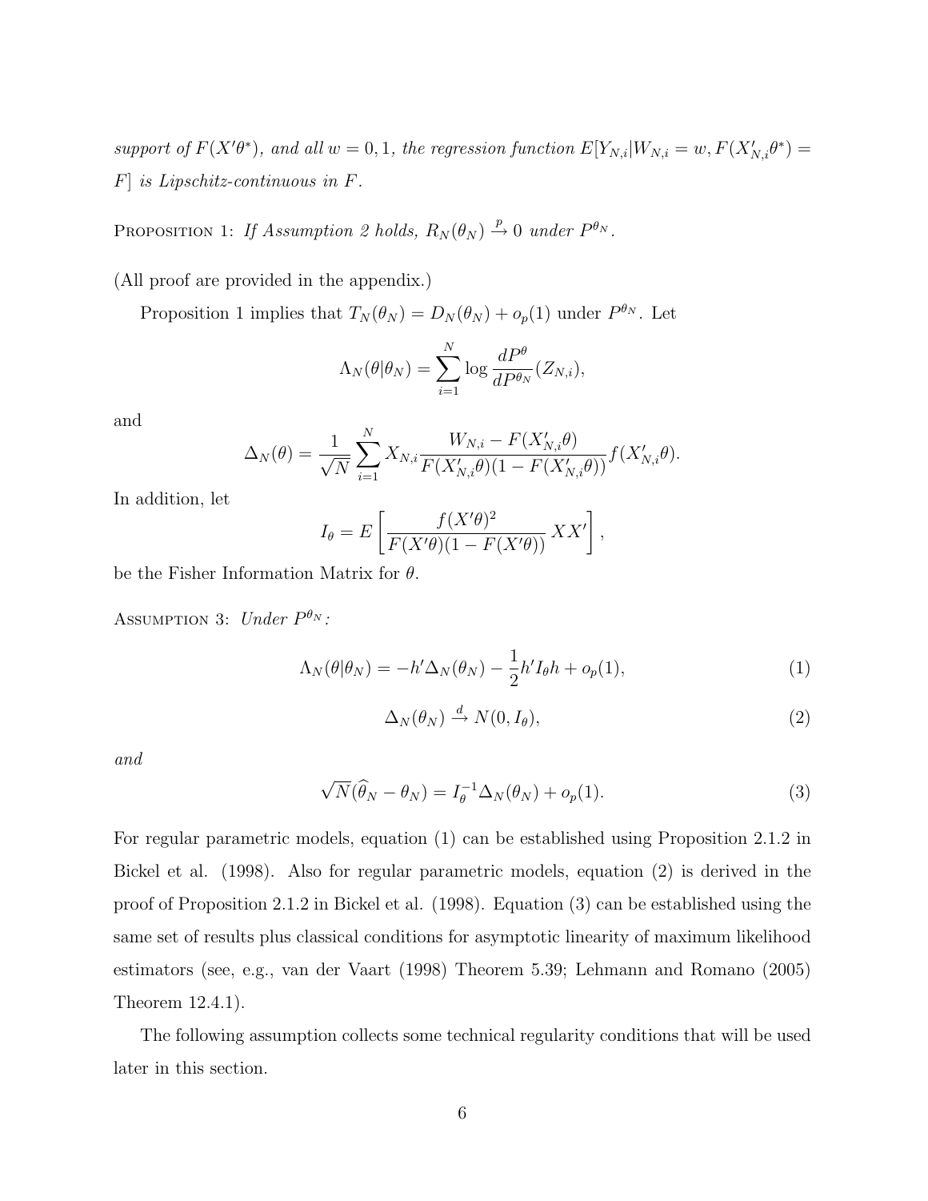*support of $F(X'\theta^*)$, and all $w = 0, 1$, the regression function $E[Y_{N,i}|W_{N,i} = w, F(X'_{N,i}\theta^*) = F]$ is Lipschitz-continuous in $F$.*

PROPOSITION 1: *If Assumption 2 holds, $R_N(\theta_N) \xrightarrow{p} 0$ under $P^{\theta_N}$.*

(All proof are provided in the appendix.)

Proposition 1 implies that $T_N(\theta_N) = D_N(\theta_N) + o_p(1)$ under $P^{\theta_N}$. Let

$$\Lambda_N(\theta|\theta_N) = \sum_{i=1}^{N} \log \frac{dP^{\theta}}{dP^{\theta_N}}(Z_{N,i}),$$

and

$$\Delta_N(\theta) = \frac{1}{\sqrt{N}} \sum_{i=1}^{N} X_{N,i} \frac{W_{N,i} - F(X'_{N,i}\theta)}{F(X'_{N,i}\theta)(1 - F(X'_{N,i}\theta))} f(X'_{N,i}\theta).$$

In addition, let

$$I_\theta = E\left[\frac{f(X'\theta)^2}{F(X'\theta)(1 - F(X'\theta))} XX'\right],$$

be the Fisher Information Matrix for $\theta$.

ASSUMPTION 3: *Under $P^{\theta_N}$:*

$$\Lambda_N(\theta|\theta_N) = -h'\Delta_N(\theta_N) - \frac{1}{2}h'I_\theta h + o_p(1), \tag{1}$$

$$\Delta_N(\theta_N) \xrightarrow{d} N(0, I_\theta), \tag{2}$$

*and*

$$\sqrt{N}(\widehat{\theta}_N - \theta_N) = I_\theta^{-1}\Delta_N(\theta_N) + o_p(1). \tag{3}$$

For regular parametric models, equation (1) can be established using Proposition 2.1.2 in Bickel et al. (1998). Also for regular parametric models, equation (2) is derived in the proof of Proposition 2.1.2 in Bickel et al. (1998). Equation (3) can be established using the same set of results plus classical conditions for asymptotic linearity of maximum likelihood estimators (see, e.g., van der Vaart (1998) Theorem 5.39; Lehmann and Romano (2005) Theorem 12.4.1).

The following assumption collects some technical regularity conditions that will be used later in this section.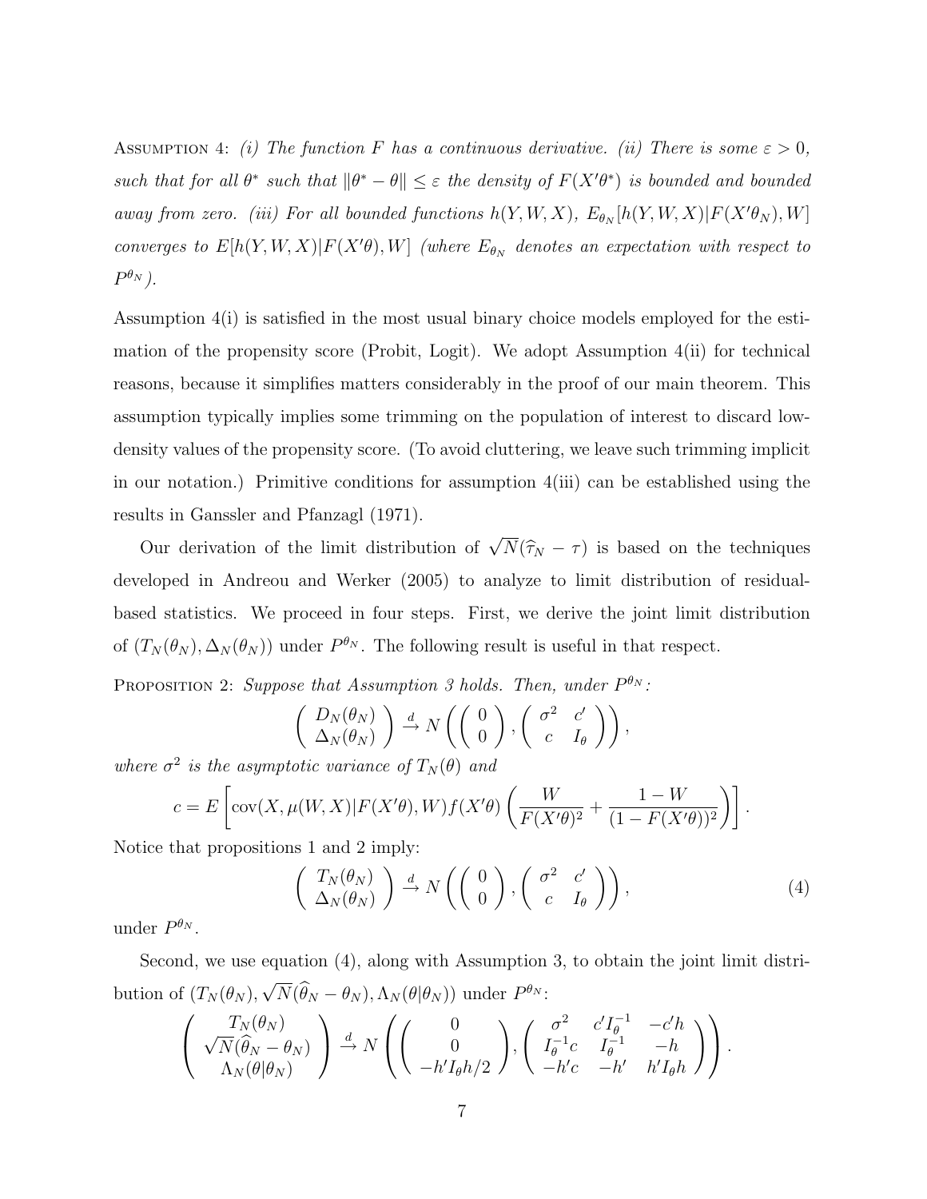ASSUMPTION 4: *(i) The function $F$ has a continuous derivative. (ii) There is some $\varepsilon > 0$, such that for all $\theta^*$ such that $\|\theta^* - \theta\| \leq \varepsilon$ the density of $F(X'\theta^*)$ is bounded and bounded away from zero. (iii) For all bounded functions $h(Y, W, X)$, $E_{\theta_N}[h(Y, W, X)|F(X'\theta_N), W]$ converges to $E[h(Y, W, X)|F(X'\theta), W]$ (where $E_{\theta_N}$ denotes an expectation with respect to $P^{\theta_N}$).*

Assumption 4(i) is satisfied in the most usual binary choice models employed for the estimation of the propensity score (Probit, Logit). We adopt Assumption 4(ii) for technical reasons, because it simplifies matters considerably in the proof of our main theorem. This assumption typically implies some trimming on the population of interest to discard low-density values of the propensity score. (To avoid cluttering, we leave such trimming implicit in our notation.) Primitive conditions for assumption 4(iii) can be established using the results in Ganssler and Pfanzagl (1971).

Our derivation of the limit distribution of $\sqrt{N}(\widehat{\tau}_N - \tau)$ is based on the techniques developed in Andreou and Werker (2005) to analyze to limit distribution of residual-based statistics. We proceed in four steps. First, we derive the joint limit distribution of $(T_N(\theta_N), \Delta_N(\theta_N))$ under $P^{\theta_N}$. The following result is useful in that respect.

PROPOSITION 2: *Suppose that Assumption 3 holds. Then, under $P^{\theta_N}$:*

$$\begin{pmatrix} D_N(\theta_N) \\ \Delta_N(\theta_N) \end{pmatrix} \xrightarrow{d} N\left( \begin{pmatrix} 0 \\ 0 \end{pmatrix}, \begin{pmatrix} \sigma^2 & c' \\ c & I_\theta \end{pmatrix} \right),$$

*where $\sigma^2$ is the asymptotic variance of $T_N(\theta)$ and*

$$c = E\left[ \text{cov}(X, \mu(W, X)|F(X'\theta), W) f(X'\theta) \left( \frac{W}{F(X'\theta)^2} + \frac{1 - W}{(1 - F(X'\theta))^2} \right) \right].$$

Notice that propositions 1 and 2 imply:

$$\begin{pmatrix} T_N(\theta_N) \\ \Delta_N(\theta_N) \end{pmatrix} \xrightarrow{d} N\left( \begin{pmatrix} 0 \\ 0 \end{pmatrix}, \begin{pmatrix} \sigma^2 & c' \\ c & I_\theta \end{pmatrix} \right), \tag{4}$$

under $P^{\theta_N}$.

Second, we use equation (4), along with Assumption 3, to obtain the joint limit distribution of $(T_N(\theta_N), \sqrt{N}(\widehat{\theta}_N - \theta_N), \Lambda_N(\theta|\theta_N))$ under $P^{\theta_N}$:

$$\begin{pmatrix} T_N(\theta_N) \\ \sqrt{N}(\widehat{\theta}_N - \theta_N) \\ \Lambda_N(\theta|\theta_N) \end{pmatrix} \xrightarrow{d} N\left( \begin{pmatrix} 0 \\ 0 \\ -h'I_\theta h/2 \end{pmatrix}, \begin{pmatrix} \sigma^2 & c'I_\theta^{-1} & -c'h \\ I_\theta^{-1}c & I_\theta^{-1} & -h \\ -h'c & -h' & h'I_\theta h \end{pmatrix} \right).$$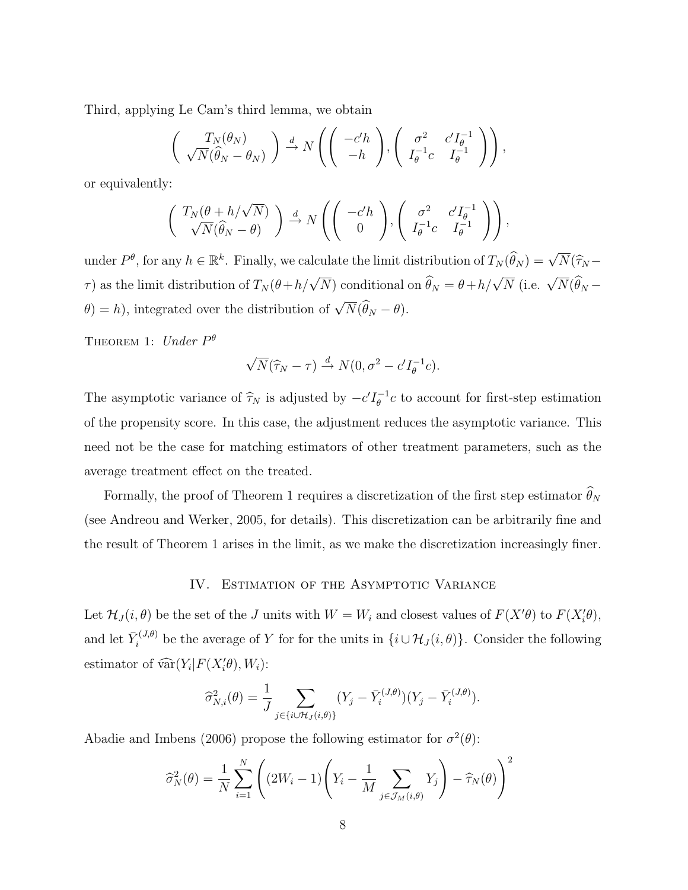Third, applying Le Cam's third lemma, we obtain

$$\left( \begin{array}{c} T_N(\theta_N) \\ \sqrt{N}(\widehat{\theta}_N - \theta_N) \end{array} \right) \xrightarrow{d} N\left( \left( \begin{array}{c} -c'h \\ -h \end{array} \right), \left( \begin{array}{cc} \sigma^2 & c'I_\theta^{-1} \\ I_\theta^{-1}c & I_\theta^{-1} \end{array} \right) \right),$$

or equivalently:

$$\left( \begin{array}{c} T_N(\theta + h/\sqrt{N}) \\ \sqrt{N}(\widehat{\theta}_N - \theta) \end{array} \right) \xrightarrow{d} N\left( \left( \begin{array}{c} -c'h \\ 0 \end{array} \right), \left( \begin{array}{cc} \sigma^2 & c'I_\theta^{-1} \\ I_\theta^{-1}c & I_\theta^{-1} \end{array} \right) \right),$$

under $P^\theta$, for any $h \in \mathbb{R}^k$. Finally, we calculate the limit distribution of $T_N(\widehat{\theta}_N) = \sqrt{N}(\widehat{\tau}_N - \tau)$ as the limit distribution of $T_N(\theta + h/\sqrt{N})$ conditional on $\widehat{\theta}_N = \theta + h/\sqrt{N}$ (i.e. $\sqrt{N}(\widehat{\theta}_N - \theta) = h$), integrated over the distribution of $\sqrt{N}(\widehat{\theta}_N - \theta)$.

THEOREM 1: *Under* $P^\theta$

$$\sqrt{N}(\widehat{\tau}_N - \tau) \xrightarrow{d} N(0, \sigma^2 - c'I_\theta^{-1}c).$$

The asymptotic variance of $\widehat{\tau}_N$ is adjusted by $-c'I_\theta^{-1}c$ to account for first-step estimation of the propensity score. In this case, the adjustment reduces the asymptotic variance. This need not be the case for matching estimators of other treatment parameters, such as the average treatment effect on the treated.

Formally, the proof of Theorem 1 requires a discretization of the first step estimator $\widehat{\theta}_N$ (see Andreou and Werker, 2005, for details). This discretization can be arbitrarily fine and the result of Theorem 1 arises in the limit, as we make the discretization increasingly finer.

## IV. Estimation of the Asymptotic Variance

Let $\mathcal{H}_J(i, \theta)$ be the set of the $J$ units with $W = W_i$ and closest values of $F(X'\theta)$ to $F(X_i'\theta)$, and let $\bar{Y}_i^{(J,\theta)}$ be the average of $Y$ for for the units in $\{i \cup \mathcal{H}_J(i, \theta)\}$. Consider the following estimator of $\widehat{\text{var}}(Y_i|F(X_i'\theta), W_i)$:

$$\widehat{\sigma}^2_{N,i}(\theta) = \frac{1}{J} \sum_{j \in \{i \cup \mathcal{H}_J(i,\theta)\}} (Y_j - \bar{Y}_i^{(J,\theta)})(Y_j - \bar{Y}_i^{(J,\theta)}).$$

Abadie and Imbens (2006) propose the following estimator for $\sigma^2(\theta)$:

$$\widehat{\sigma}^2_N(\theta) = \frac{1}{N} \sum_{i=1}^{N} \left( (2W_i - 1)\left( Y_i - \frac{1}{M} \sum_{j \in \mathcal{J}_M(i,\theta)} Y_j \right) - \widehat{\tau}_N(\theta) \right)^2$$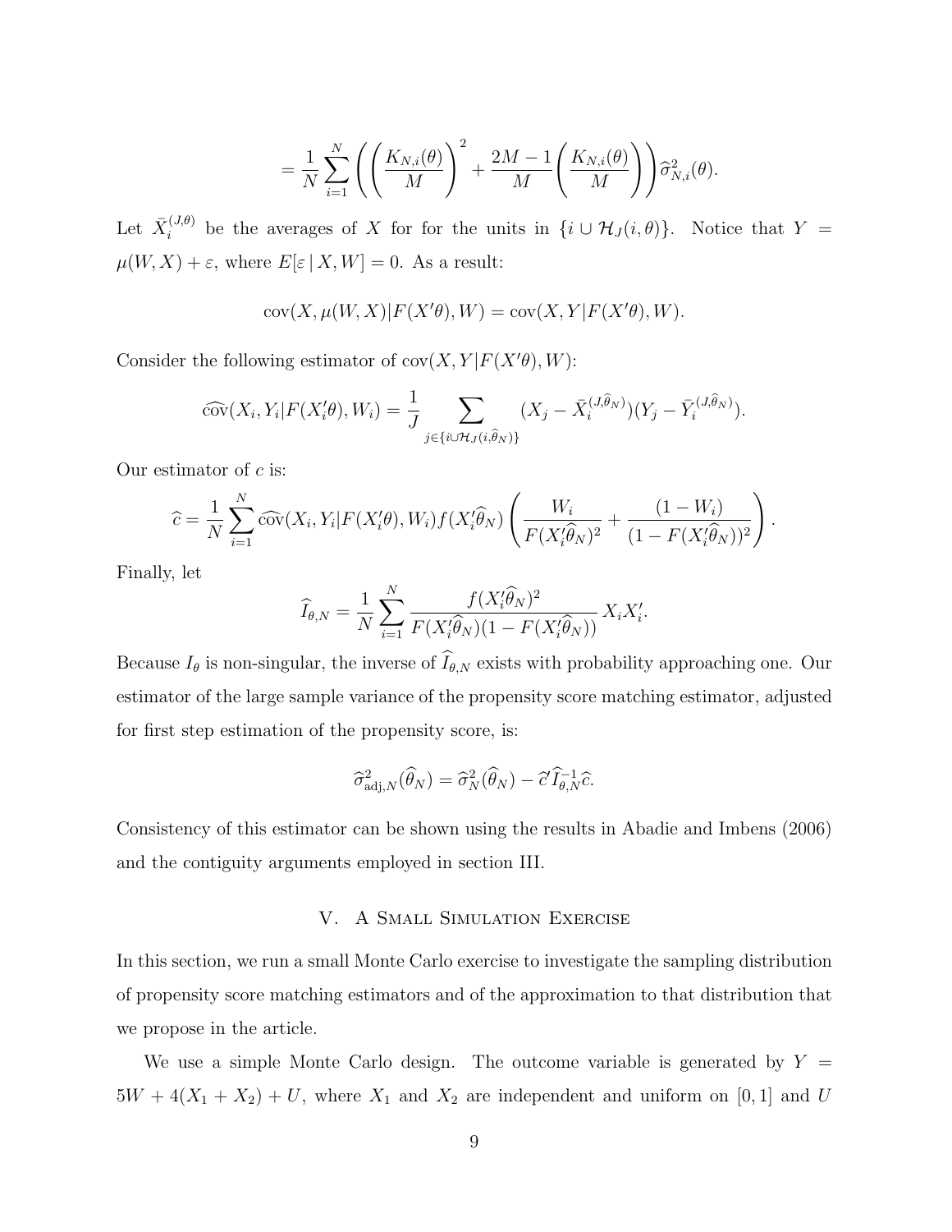$$= \frac{1}{N}\sum_{i=1}^{N}\left(\left(\frac{K_{N,i}(\theta)}{M}\right)^2 + \frac{2M-1}{M}\left(\frac{K_{N,i}(\theta)}{M}\right)\right)\widehat{\sigma}^2_{N,i}(\theta).$$

Let $\bar{X}_i^{(J,\theta)}$ be the averages of $X$ for for the units in $\{i \cup \mathcal{H}_J(i,\theta)\}$. Notice that $Y = \mu(W,X) + \varepsilon$, where $E[\varepsilon \,|\, X, W] = 0$. As a result:

$$\text{cov}(X, \mu(W,X)|F(X'\theta), W) = \text{cov}(X, Y|F(X'\theta), W).$$

Consider the following estimator of $\text{cov}(X, Y|F(X'\theta), W)$:

$$\widehat{\text{cov}}(X_i, Y_i|F(X_i'\theta), W_i) = \frac{1}{J}\sum_{j\in\{i\cup\mathcal{H}_J(i,\widehat{\theta}_N)\}}(X_j - \bar{X}_i^{(J,\widehat{\theta}_N)})(Y_j - \bar{Y}_i^{(J,\widehat{\theta}_N)}).$$

Our estimator of $c$ is:

$$\widehat{c} = \frac{1}{N}\sum_{i=1}^{N}\widehat{\text{cov}}(X_i, Y_i|F(X_i'\theta), W_i)f(X_i'\widehat{\theta}_N)\left(\frac{W_i}{F(X_i'\widehat{\theta}_N)^2} + \frac{(1-W_i)}{(1-F(X_i'\widehat{\theta}_N))^2}\right).$$

Finally, let

$$\widehat{I}_{\theta,N} = \frac{1}{N}\sum_{i=1}^{N}\frac{f(X_i'\widehat{\theta}_N)^2}{F(X_i'\widehat{\theta}_N)(1-F(X_i'\widehat{\theta}_N))}X_iX_i'.$$

Because $I_\theta$ is non-singular, the inverse of $\widehat{I}_{\theta,N}$ exists with probability approaching one. Our estimator of the large sample variance of the propensity score matching estimator, adjusted for first step estimation of the propensity score, is:

$$\widehat{\sigma}^2_{\text{adj},N}(\widehat{\theta}_N) = \widehat{\sigma}^2_N(\widehat{\theta}_N) - \widehat{c}'\widehat{I}_{\theta,N}^{-1}\widehat{c}.$$

Consistency of this estimator can be shown using the results in Abadie and Imbens (2006) and the contiguity arguments employed in section III.

## V. A Small Simulation Exercise

In this section, we run a small Monte Carlo exercise to investigate the sampling distribution of propensity score matching estimators and of the approximation to that distribution that we propose in the article.

We use a simple Monte Carlo design. The outcome variable is generated by $Y = 5W + 4(X_1 + X_2) + U$, where $X_1$ and $X_2$ are independent and uniform on $[0,1]$ and $U$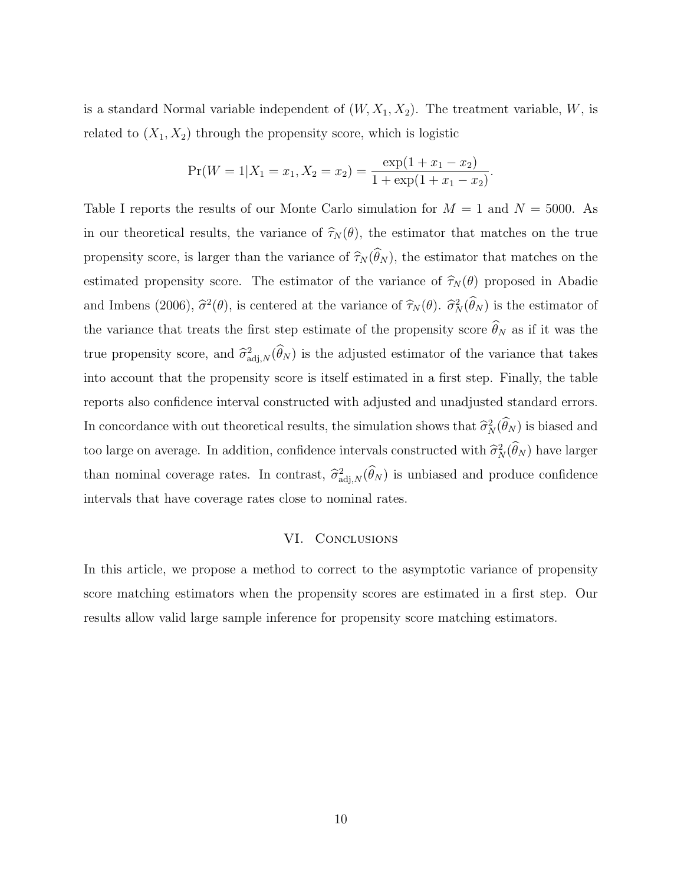is a standard Normal variable independent of $(W, X_1, X_2)$. The treatment variable, $W$, is related to $(X_1, X_2)$ through the propensity score, which is logistic

$$\Pr(W = 1|X_1 = x_1, X_2 = x_2) = \frac{\exp(1 + x_1 - x_2)}{1 + \exp(1 + x_1 - x_2)}.$$

Table I reports the results of our Monte Carlo simulation for $M = 1$ and $N = 5000$. As in our theoretical results, the variance of $\widehat{\tau}_N(\theta)$, the estimator that matches on the true propensity score, is larger than the variance of $\widehat{\tau}_N(\widehat{\theta}_N)$, the estimator that matches on the estimated propensity score. The estimator of the variance of $\widehat{\tau}_N(\theta)$ proposed in Abadie and Imbens (2006), $\widehat{\sigma}^2(\theta)$, is centered at the variance of $\widehat{\tau}_N(\theta)$. $\widehat{\sigma}^2_N(\widehat{\theta}_N)$ is the estimator of the variance that treats the first step estimate of the propensity score $\widehat{\theta}_N$ as if it was the true propensity score, and $\widehat{\sigma}^2_{\mathrm{adj},N}(\widehat{\theta}_N)$ is the adjusted estimator of the variance that takes into account that the propensity score is itself estimated in a first step. Finally, the table reports also confidence interval constructed with adjusted and unadjusted standard errors. In concordance with out theoretical results, the simulation shows that $\widehat{\sigma}^2_N(\widehat{\theta}_N)$ is biased and too large on average. In addition, confidence intervals constructed with $\widehat{\sigma}^2_N(\widehat{\theta}_N)$ have larger than nominal coverage rates. In contrast, $\widehat{\sigma}^2_{\mathrm{adj},N}(\widehat{\theta}_N)$ is unbiased and produce confidence intervals that have coverage rates close to nominal rates.

## VI. Conclusions

In this article, we propose a method to correct to the asymptotic variance of propensity score matching estimators when the propensity scores are estimated in a first step. Our results allow valid large sample inference for propensity score matching estimators.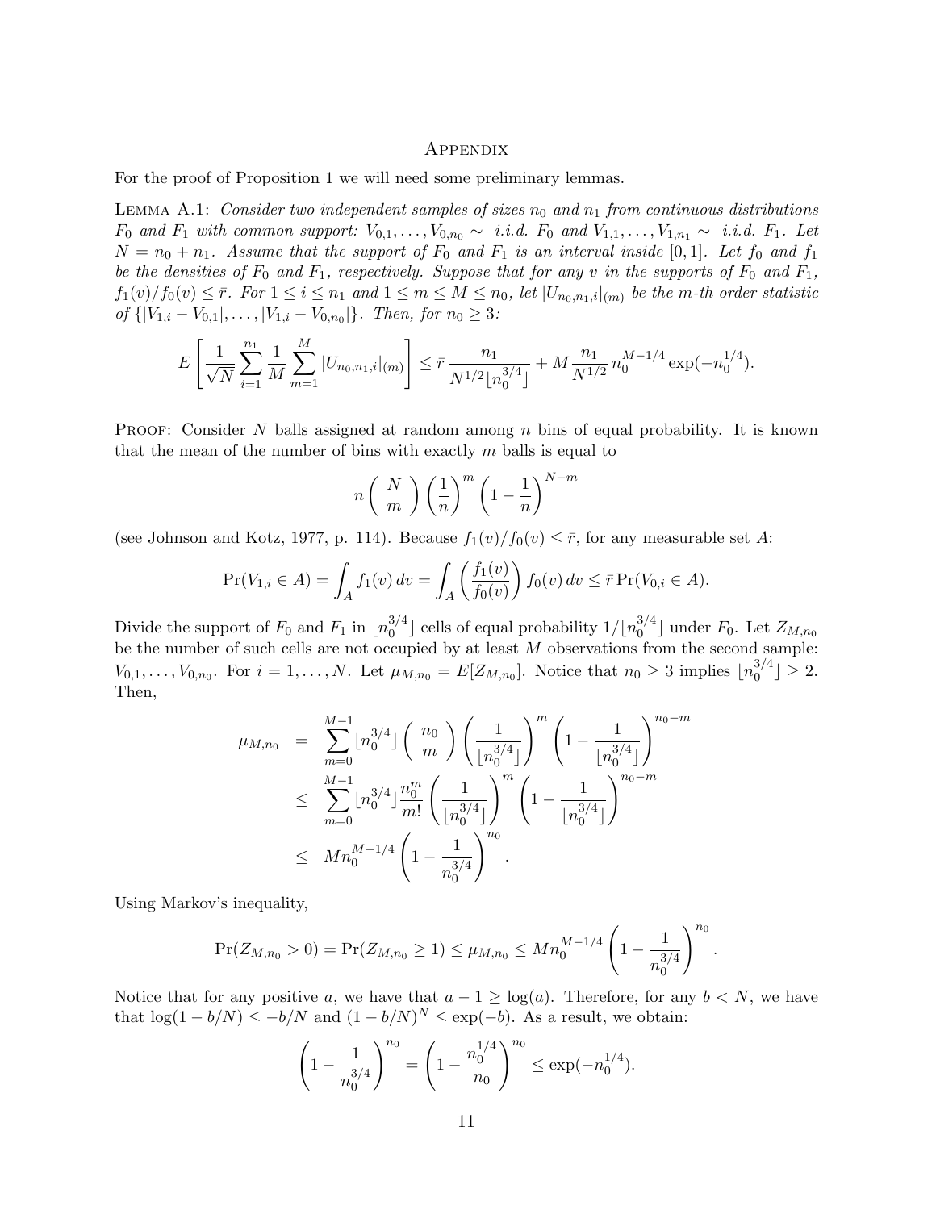# Appendix

For the proof of Proposition 1 we will need some preliminary lemmas.

Lemma A.1: *Consider two independent samples of sizes $n_0$ and $n_1$ from continuous distributions $F_0$ and $F_1$ with common support: $V_{0,1}, \ldots, V_{0,n_0} \sim$ i.i.d. $F_0$ and $V_{1,1}, \ldots, V_{1,n_1} \sim$ i.i.d. $F_1$. Let $N = n_0 + n_1$. Assume that the support of $F_0$ and $F_1$ is an interval inside $[0,1]$. Let $f_0$ and $f_1$ be the densities of $F_0$ and $F_1$, respectively. Suppose that for any $v$ in the supports of $F_0$ and $F_1$, $f_1(v)/f_0(v) \leq \bar{r}$. For $1 \leq i \leq n_1$ and $1 \leq m \leq M \leq n_0$, let $|U_{n_0,n_1,i}|_{(m)}$ be the $m$-th order statistic of $\{|V_{1,i} - V_{0,1}|, \ldots, |V_{1,i} - V_{0,n_0}|\}$. Then, for $n_0 \geq 3$:*

$$E\left[\frac{1}{\sqrt{N}}\sum_{i=1}^{n_1}\frac{1}{M}\sum_{m=1}^{M}|U_{n_0,n_1,i}|_{(m)}\right] \leq \bar{r}\,\frac{n_1}{N^{1/2}\lfloor n_0^{3/4}\rfloor} + M\frac{n_1}{N^{1/2}}\,n_0^{M-1/4}\exp(-n_0^{1/4}).$$

Proof: Consider $N$ balls assigned at random among $n$ bins of equal probability. It is known that the mean of the number of bins with exactly $m$ balls is equal to

$$n\binom{N}{m}\left(\frac{1}{n}\right)^m\left(1-\frac{1}{n}\right)^{N-m}$$

(see Johnson and Kotz, 1977, p. 114). Because $f_1(v)/f_0(v) \leq \bar{r}$, for any measurable set $A$:

$$\Pr(V_{1,i} \in A) = \int_A f_1(v)\,dv = \int_A\left(\frac{f_1(v)}{f_0(v)}\right)f_0(v)\,dv \leq \bar{r}\Pr(V_{0,i} \in A).$$

Divide the support of $F_0$ and $F_1$ in $\lfloor n_0^{3/4}\rfloor$ cells of equal probability $1/\lfloor n_0^{3/4}\rfloor$ under $F_0$. Let $Z_{M,n_0}$ be the number of such cells are not occupied by at least $M$ observations from the second sample: $V_{0,1}, \ldots, V_{0,n_0}$. For $i = 1, \ldots, N$. Let $\mu_{M,n_0} = E[Z_{M,n_0}]$. Notice that $n_0 \geq 3$ implies $\lfloor n_0^{3/4}\rfloor \geq 2$. Then,

$$\begin{aligned}
\mu_{M,n_0} &= \sum_{m=0}^{M-1}\lfloor n_0^{3/4}\rfloor\binom{n_0}{m}\left(\frac{1}{\lfloor n_0^{3/4}\rfloor}\right)^m\left(1-\frac{1}{\lfloor n_0^{3/4}\rfloor}\right)^{n_0-m} \\
&\leq \sum_{m=0}^{M-1}\lfloor n_0^{3/4}\rfloor\frac{n_0^m}{m!}\left(\frac{1}{\lfloor n_0^{3/4}\rfloor}\right)^m\left(1-\frac{1}{\lfloor n_0^{3/4}\rfloor}\right)^{n_0-m} \\
&\leq Mn_0^{M-1/4}\left(1-\frac{1}{n_0^{3/4}}\right)^{n_0}.
\end{aligned}$$

Using Markov's inequality,

$$\Pr(Z_{M,n_0} > 0) = \Pr(Z_{M,n_0} \geq 1) \leq \mu_{M,n_0} \leq Mn_0^{M-1/4}\left(1-\frac{1}{n_0^{3/4}}\right)^{n_0}.$$

Notice that for any positive $a$, we have that $a - 1 \geq \log(a)$. Therefore, for any $b < N$, we have that $\log(1 - b/N) \leq -b/N$ and $(1 - b/N)^N \leq \exp(-b)$. As a result, we obtain:

$$\left(1-\frac{1}{n_0^{3/4}}\right)^{n_0} = \left(1-\frac{n_0^{1/4}}{n_0}\right)^{n_0} \leq \exp(-n_0^{1/4}).$$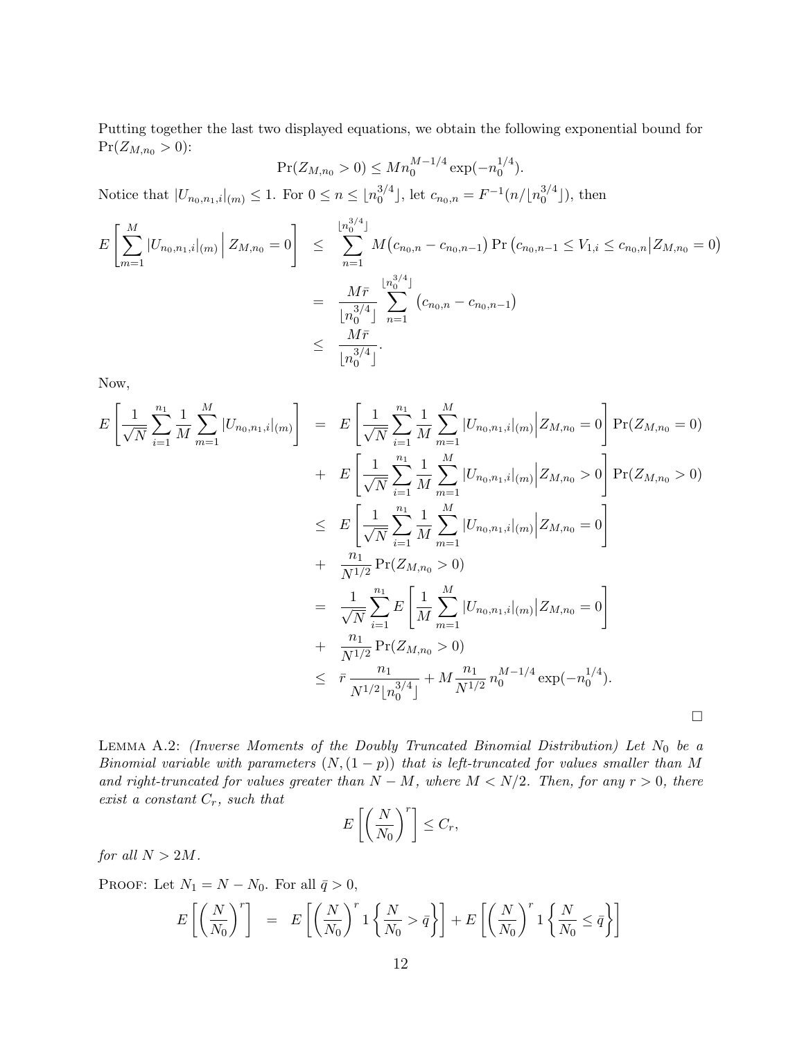Putting together the last two displayed equations, we obtain the following exponential bound for $\Pr(Z_{M,n_0} > 0)$:

$$\Pr(Z_{M,n_0} > 0) \leq M n_0^{M-1/4} \exp(-n_0^{1/4}).$$

Notice that $|U_{n_0,n_1,i}|_{(m)} \leq 1$. For $0 \leq n \leq \lfloor n_0^{3/4} \rfloor$, let $c_{n_0,n} = F^{-1}(n/\lfloor n_0^{3/4} \rfloor)$, then

$$
\begin{aligned}
E\left[\sum_{m=1}^{M} |U_{n_0,n_1,i}|_{(m)} \,\Big|\, Z_{M,n_0} = 0\right] &\leq \sum_{n=1}^{\lfloor n_0^{3/4} \rfloor} M\big(c_{n_0,n} - c_{n_0,n-1}\big) \Pr\big(c_{n_0,n-1} \leq V_{1,i} \leq c_{n_0,n} \big| Z_{M,n_0} = 0\big) \\
&= \frac{M\bar{r}}{\lfloor n_0^{3/4} \rfloor} \sum_{n=1}^{\lfloor n_0^{3/4} \rfloor} \big(c_{n_0,n} - c_{n_0,n-1}\big) \\
&\leq \frac{M\bar{r}}{\lfloor n_0^{3/4} \rfloor}.
\end{aligned}
$$

Now,

$$
\begin{aligned}
E\left[\frac{1}{\sqrt{N}} \sum_{i=1}^{n_1} \frac{1}{M} \sum_{m=1}^{M} |U_{n_0,n_1,i}|_{(m)}\right] &= E\left[\frac{1}{\sqrt{N}} \sum_{i=1}^{n_1} \frac{1}{M} \sum_{m=1}^{M} |U_{n_0,n_1,i}|_{(m)} \Big| Z_{M,n_0} = 0\right] \Pr(Z_{M,n_0} = 0) \\
&+ E\left[\frac{1}{\sqrt{N}} \sum_{i=1}^{n_1} \frac{1}{M} \sum_{m=1}^{M} |U_{n_0,n_1,i}|_{(m)} \Big| Z_{M,n_0} > 0\right] \Pr(Z_{M,n_0} > 0) \\
&\leq E\left[\frac{1}{\sqrt{N}} \sum_{i=1}^{n_1} \frac{1}{M} \sum_{m=1}^{M} |U_{n_0,n_1,i}|_{(m)} \Big| Z_{M,n_0} = 0\right] \\
&+ \frac{n_1}{N^{1/2}} \Pr(Z_{M,n_0} > 0) \\
&= \frac{1}{\sqrt{N}} \sum_{i=1}^{n_1} E\left[\frac{1}{M} \sum_{m=1}^{M} |U_{n_0,n_1,i}|_{(m)} \Big| Z_{M,n_0} = 0\right] \\
&+ \frac{n_1}{N^{1/2}} \Pr(Z_{M,n_0} > 0) \\
&\leq \bar{r} \frac{n_1}{N^{1/2} \lfloor n_0^{3/4} \rfloor} + M \frac{n_1}{N^{1/2}} n_0^{M-1/4} \exp(-n_0^{1/4}).
\end{aligned}
$$

□

LEMMA A.2: *(Inverse Moments of the Doubly Truncated Binomial Distribution) Let $N_0$ be a Binomial variable with parameters $(N, (1-p))$ that is left-truncated for values smaller than $M$ and right-truncated for values greater than $N - M$, where $M < N/2$. Then, for any $r > 0$, there exist a constant $C_r$, such that*

$$E\left[\left(\frac{N}{N_0}\right)^r\right] \leq C_r,$$

*for all $N > 2M$.*

PROOF: Let $N_1 = N - N_0$. For all $\bar{q} > 0$,

$$E\left[\left(\frac{N}{N_0}\right)^r\right] = E\left[\left(\frac{N}{N_0}\right)^r 1\left\{\frac{N}{N_0} > \bar{q}\right\}\right] + E\left[\left(\frac{N}{N_0}\right)^r 1\left\{\frac{N}{N_0} \leq \bar{q}\right\}\right]$$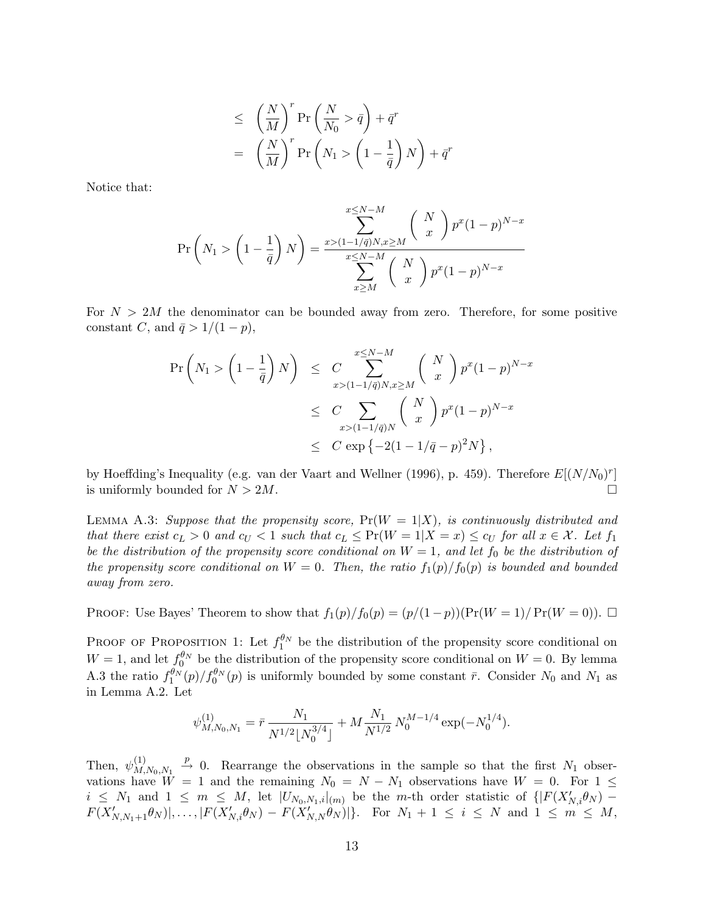$$
\begin{aligned}
&\leq \left(\frac{N}{M}\right)^r \Pr\left(\frac{N}{N_0} > \bar{q}\right) + \bar{q}^r \\
&= \left(\frac{N}{M}\right)^r \Pr\left(N_1 > \left(1 - \frac{1}{\bar{q}}\right) N\right) + \bar{q}^r
\end{aligned}
$$

Notice that:

$$
\Pr\left(N_1 > \left(1 - \frac{1}{\bar{q}}\right) N\right) = \frac{\displaystyle\sum_{x > (1-1/\bar{q})N, x \geq M}^{x \leq N-M} \binom{N}{x} p^x (1-p)^{N-x}}{\displaystyle\sum_{x \geq M}^{x \leq N-M} \binom{N}{x} p^x (1-p)^{N-x}}
$$

For $N > 2M$ the denominator can be bounded away from zero. Therefore, for some positive constant $C$, and $\bar{q} > 1/(1-p)$,

$$
\begin{aligned}
\Pr\left(N_1 > \left(1 - \frac{1}{\bar{q}}\right) N\right) &\leq C \sum_{x > (1-1/\bar{q})N, x \geq M}^{x \leq N-M} \binom{N}{x} p^x (1-p)^{N-x} \\
&\leq C \sum_{x > (1-1/\bar{q})N} \binom{N}{x} p^x (1-p)^{N-x} \\
&\leq C \exp\left\{-2(1 - 1/\bar{q} - p)^2 N\right\},
\end{aligned}
$$

by Hoeffding's Inequality (e.g. van der Vaart and Wellner (1996), p. 459). Therefore $E[(N/N_0)^r]$ is uniformly bounded for $N > 2M$. □

LEMMA A.3: *Suppose that the propensity score, $\Pr(W = 1|X)$, is continuously distributed and that there exist $c_L > 0$ and $c_U < 1$ such that $c_L \leq \Pr(W = 1|X = x) \leq c_U$ for all $x \in \mathcal{X}$. Let $f_1$ be the distribution of the propensity score conditional on $W = 1$, and let $f_0$ be the distribution of the propensity score conditional on $W = 0$. Then, the ratio $f_1(p)/f_0(p)$ is bounded and bounded away from zero.*

PROOF: Use Bayes' Theorem to show that $f_1(p)/f_0(p) = (p/(1-p))(\Pr(W = 1)/\Pr(W = 0))$. □

PROOF OF PROPOSITION 1: Let $f_1^{\theta_N}$ be the distribution of the propensity score conditional on $W = 1$, and let $f_0^{\theta_N}$ be the distribution of the propensity score conditional on $W = 0$. By lemma A.3 the ratio $f_1^{\theta_N}(p)/f_0^{\theta_N}(p)$ is uniformly bounded by some constant $\bar{r}$. Consider $N_0$ and $N_1$ as in Lemma A.2. Let

$$
\psi^{(1)}_{M,N_0,N_1} = \bar{r}\,\frac{N_1}{N^{1/2}\lfloor N_0^{3/4}\rfloor} + M\,\frac{N_1}{N^{1/2}}\,N_0^{M-1/4}\exp(-N_0^{1/4}).
$$

Then, $\psi^{(1)}_{M,N_0,N_1} \xrightarrow{p} 0$. Rearrange the observations in the sample so that the first $N_1$ observations have $W = 1$ and the remaining $N_0 = N - N_1$ observations have $W = 0$. For $1 \leq i \leq N_1$ and $1 \leq m \leq M$, let $|U_{N_0,N_1,i}|_{(m)}$ be the $m$-th order statistic of $\{|F(X'_{N,i}\theta_N) - F(X'_{N,N_1+1}\theta_N)|, \ldots, |F(X'_{N,i}\theta_N) - F(X'_{N,N}\theta_N)|\}$. For $N_1 + 1 \leq i \leq N$ and $1 \leq m \leq M$,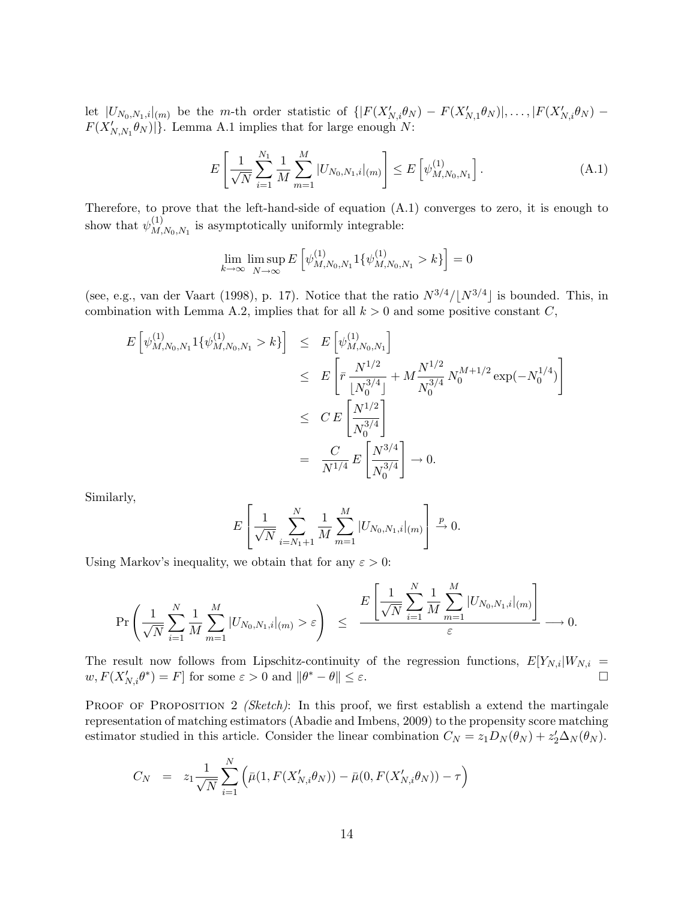let $|U_{N_0,N_1,i}|_{(m)}$ be the $m$-th order statistic of $\{|F(X'_{N,i}\theta_N) - F(X'_{N,1}\theta_N)|, \ldots, |F(X'_{N,i}\theta_N) - F(X'_{N,N_1}\theta_N)|\}$. Lemma A.1 implies that for large enough $N$:

$$
E\left[\frac{1}{\sqrt{N}}\sum_{i=1}^{N_1}\frac{1}{M}\sum_{m=1}^{M}|U_{N_0,N_1,i}|_{(m)}\right] \leq E\left[\psi^{(1)}_{M,N_0,N_1}\right]. \tag{A.1}
$$

Therefore, to prove that the left-hand-side of equation (A.1) converges to zero, it is enough to show that $\psi^{(1)}_{M,N_0,N_1}$ is asymptotically uniformly integrable:

$$
\lim_{k\to\infty}\limsup_{N\to\infty} E\left[\psi^{(1)}_{M,N_0,N_1}1\{\psi^{(1)}_{M,N_0,N_1} > k\}\right] = 0
$$

(see, e.g., van der Vaart (1998), p. 17). Notice that the ratio $N^{3/4}/\lfloor N^{3/4}\rfloor$ is bounded. This, in combination with Lemma A.2, implies that for all $k > 0$ and some positive constant $C$,

$$
\begin{aligned}
E\left[\psi^{(1)}_{M,N_0,N_1}1\{\psi^{(1)}_{M,N_0,N_1} > k\}\right] &\leq E\left[\psi^{(1)}_{M,N_0,N_1}\right] \\
&\leq E\left[\bar{r}\,\frac{N^{1/2}}{\lfloor N_0^{3/4}\rfloor} + M\frac{N^{1/2}}{N_0^{3/4}}\,N_0^{M+1/2}\exp(-N_0^{1/4})\right] \\
&\leq C\,E\left[\frac{N^{1/2}}{N_0^{3/4}}\right] \\
&= \frac{C}{N^{1/4}}\,E\left[\frac{N^{3/4}}{N_0^{3/4}}\right] \to 0.
\end{aligned}
$$

Similarly,

$$
E\left[\frac{1}{\sqrt{N}}\sum_{i=N_1+1}^{N}\frac{1}{M}\sum_{m=1}^{M}|U_{N_0,N_1,i}|_{(m)}\right] \xrightarrow{p} 0.
$$

Using Markov's inequality, we obtain that for any $\varepsilon > 0$:

$$
\Pr\left(\frac{1}{\sqrt{N}}\sum_{i=1}^{N}\frac{1}{M}\sum_{m=1}^{M}|U_{N_0,N_1,i}|_{(m)} > \varepsilon\right) \leq \frac{E\left[\dfrac{1}{\sqrt{N}}\displaystyle\sum_{i=1}^{N}\frac{1}{M}\sum_{m=1}^{M}|U_{N_0,N_1,i}|_{(m)}\right]}{\varepsilon} \longrightarrow 0.
$$

The result now follows from Lipschitz-continuity of the regression functions, $E[Y_{N,i}|W_{N,i} = w, F(X'_{N,i}\theta^*) = F]$ for some $\varepsilon > 0$ and $\|\theta^* - \theta\| \leq \varepsilon$. $\square$

Proof of Proposition 2 *(Sketch)*: In this proof, we first establish a extend the martingale representation of matching estimators (Abadie and Imbens, 2009) to the propensity score matching estimator studied in this article. Consider the linear combination $C_N = z_1 D_N(\theta_N) + z_2'\Delta_N(\theta_N)$.

$$
C_N = z_1\frac{1}{\sqrt{N}}\sum_{i=1}^{N}\Big(\bar{\mu}(1, F(X'_{N,i}\theta_N)) - \bar{\mu}(0, F(X'_{N,i}\theta_N)) - \tau\Big)
$$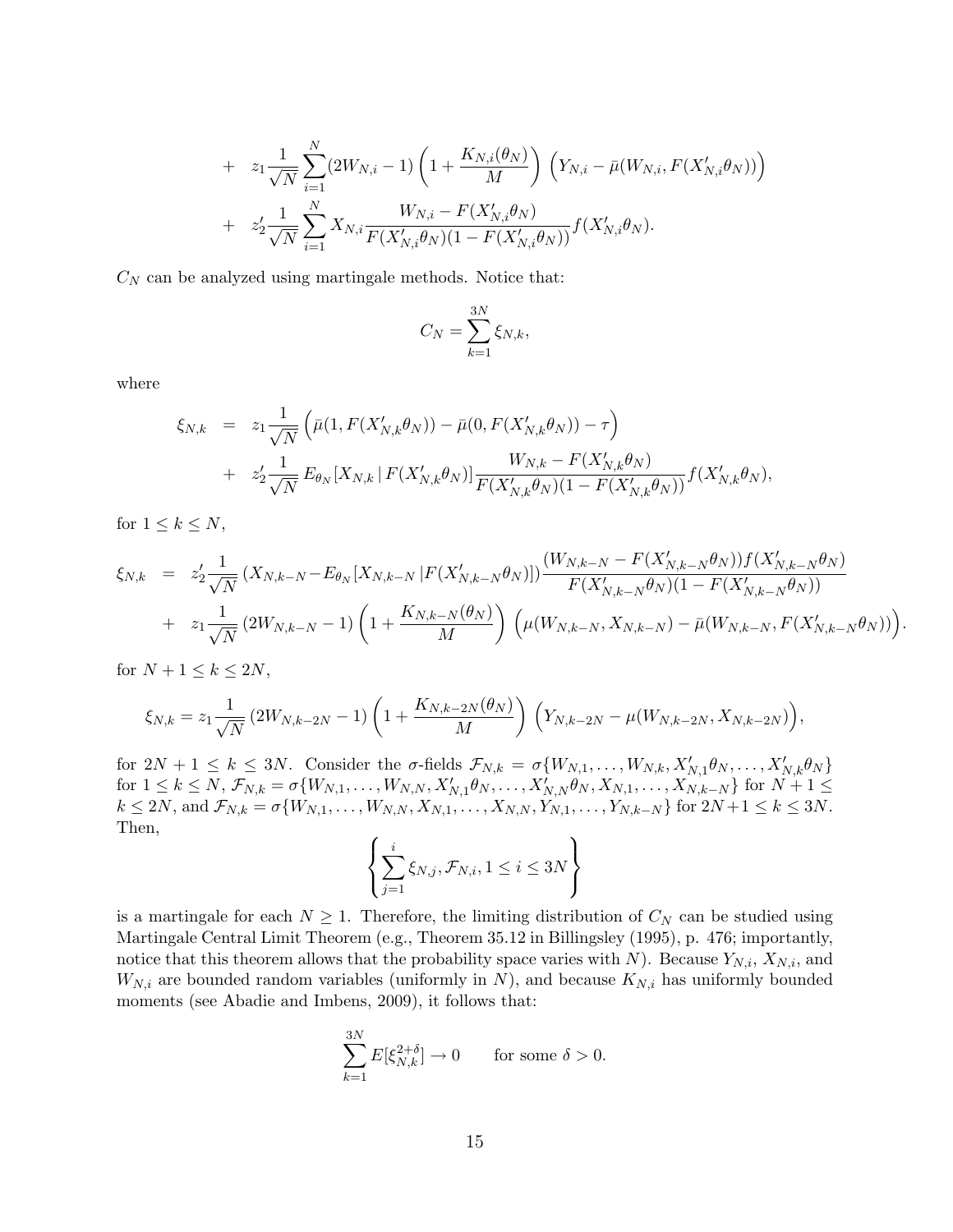$$
\begin{aligned}
&+ \quad z_1 \frac{1}{\sqrt{N}} \sum_{i=1}^{N} (2W_{N,i} - 1) \left( 1 + \frac{K_{N,i}(\theta_N)}{M} \right) \Big( Y_{N,i} - \bar{\mu}(W_{N,i}, F(X'_{N,i}\theta_N)) \Big) \\
&+ \quad z'_2 \frac{1}{\sqrt{N}} \sum_{i=1}^{N} X_{N,i} \frac{W_{N,i} - F(X'_{N,i}\theta_N)}{F(X'_{N,i}\theta_N)(1 - F(X'_{N,i}\theta_N))} f(X'_{N,i}\theta_N).
\end{aligned}
$$

$C_N$ can be analyzed using martingale methods. Notice that:

$$
C_N = \sum_{k=1}^{3N} \xi_{N,k},
$$

where

$$
\begin{aligned}
\xi_{N,k} &= z_1 \frac{1}{\sqrt{N}} \Big( \bar{\mu}(1, F(X'_{N,k}\theta_N)) - \bar{\mu}(0, F(X'_{N,k}\theta_N)) - \tau \Big) \\
&+ \quad z'_2 \frac{1}{\sqrt{N}} \, E_{\theta_N}[X_{N,k} \,|\, F(X'_{N,k}\theta_N)] \frac{W_{N,k} - F(X'_{N,k}\theta_N)}{F(X'_{N,k}\theta_N)(1 - F(X'_{N,k}\theta_N))} f(X'_{N,k}\theta_N),
\end{aligned}
$$

for $1 \leq k \leq N$,

$$
\begin{aligned}
\xi_{N,k} &= z'_2 \frac{1}{\sqrt{N}} \left( X_{N,k-N} - E_{\theta_N}[X_{N,k-N} \,|F(X'_{N,k-N}\theta_N)] \right) \frac{(W_{N,k-N} - F(X'_{N,k-N}\theta_N)) f(X'_{N,k-N}\theta_N)}{F(X'_{N,k-N}\theta_N)(1 - F(X'_{N,k-N}\theta_N))} \\
&+ \quad z_1 \frac{1}{\sqrt{N}} \left( 2W_{N,k-N} - 1 \right) \left( 1 + \frac{K_{N,k-N}(\theta_N)}{M} \right) \Big( \mu(W_{N,k-N}, X_{N,k-N}) - \bar{\mu}(W_{N,k-N}, F(X'_{N,k-N}\theta_N)) \Big).
\end{aligned}
$$

for $N + 1 \leq k \leq 2N$,

$$
\xi_{N,k} = z_1 \frac{1}{\sqrt{N}} \left( 2W_{N,k-2N} - 1 \right) \left( 1 + \frac{K_{N,k-2N}(\theta_N)}{M} \right) \Big( Y_{N,k-2N} - \mu(W_{N,k-2N}, X_{N,k-2N}) \Big),
$$

for $2N + 1 \leq k \leq 3N$. Consider the $\sigma$-fields $\mathcal{F}_{N,k} = \sigma\{W_{N,1}, \ldots, W_{N,k}, X'_{N,1}\theta_N, \ldots, X'_{N,k}\theta_N\}$ for $1 \leq k \leq N$, $\mathcal{F}_{N,k} = \sigma\{W_{N,1}, \ldots, W_{N,N}, X'_{N,1}\theta_N, \ldots, X'_{N,N}\theta_N, X_{N,1}, \ldots, X_{N,k-N}\}$ for $N + 1 \leq k \leq 2N$, and $\mathcal{F}_{N,k} = \sigma\{W_{N,1}, \ldots, W_{N,N}, X_{N,1}, \ldots, X_{N,N}, Y_{N,1}, \ldots, Y_{N,k-N}\}$ for $2N+1 \leq k \leq 3N$. Then,

$$
\left\{ \sum_{j=1}^{i} \xi_{N,j}, \mathcal{F}_{N,i}, 1 \leq i \leq 3N \right\}
$$

is a martingale for each $N \geq 1$. Therefore, the limiting distribution of $C_N$ can be studied using Martingale Central Limit Theorem (e.g., Theorem 35.12 in Billingsley (1995), p. 476; importantly, notice that this theorem allows that the probability space varies with $N$). Because $Y_{N,i}$, $X_{N,i}$, and $W_{N,i}$ are bounded random variables (uniformly in $N$), and because $K_{N,i}$ has uniformly bounded moments (see Abadie and Imbens, 2009), it follows that:

$$
\sum_{k=1}^{3N} E[\xi_{N,k}^{2+\delta}] \to 0 \qquad \text{for some } \delta > 0.
$$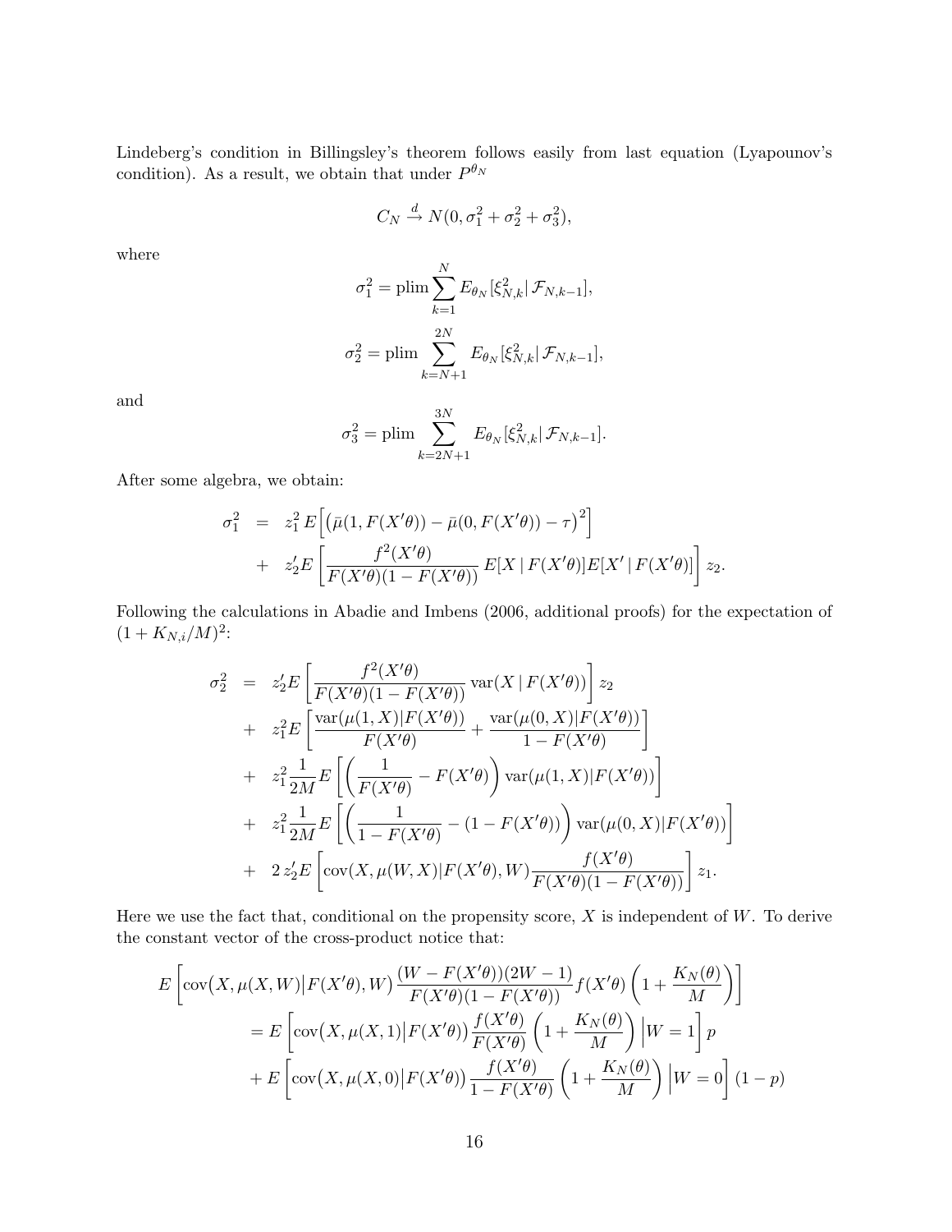Lindeberg's condition in Billingsley's theorem follows easily from last equation (Lyapounov's condition). As a result, we obtain that under $P^{\theta_N}$

$$C_N \xrightarrow{d} N(0, \sigma_1^2 + \sigma_2^2 + \sigma_3^2),$$

where

$$\sigma_1^2 = \text{plim} \sum_{k=1}^{N} E_{\theta_N}[\xi_{N,k}^2 | \mathcal{F}_{N,k-1}],$$

$$\sigma_2^2 = \text{plim} \sum_{k=N+1}^{2N} E_{\theta_N}[\xi_{N,k}^2 | \mathcal{F}_{N,k-1}],$$

and

$$\sigma_3^2 = \text{plim} \sum_{k=2N+1}^{3N} E_{\theta_N}[\xi_{N,k}^2 | \mathcal{F}_{N,k-1}].$$

After some algebra, we obtain:

$$\begin{aligned}
\sigma_1^2 &= z_1^2 \, E\Big[\big(\bar{\mu}(1, F(X'\theta)) - \bar{\mu}(0, F(X'\theta)) - \tau\big)^2\Big] \\
&+ z_2' E\left[\frac{f^2(X'\theta)}{F(X'\theta)(1-F(X'\theta))} \, E[X \mid F(X'\theta)] E[X' \mid F(X'\theta)]\right] z_2.
\end{aligned}$$

Following the calculations in Abadie and Imbens (2006, additional proofs) for the expectation of $(1 + K_{N,i}/M)^2$:

$$\begin{aligned}
\sigma_2^2 &= z_2' E\left[\frac{f^2(X'\theta)}{F(X'\theta)(1-F(X'\theta))} \, \text{var}(X \mid F(X'\theta))\right] z_2 \\
&+ z_1^2 E\left[\frac{\text{var}(\mu(1,X)|F(X'\theta))}{F(X'\theta)} + \frac{\text{var}(\mu(0,X)|F(X'\theta))}{1 - F(X'\theta)}\right] \\
&+ z_1^2 \frac{1}{2M} E\left[\left(\frac{1}{F(X'\theta)} - F(X'\theta)\right) \text{var}(\mu(1,X)|F(X'\theta))\right] \\
&+ z_1^2 \frac{1}{2M} E\left[\left(\frac{1}{1 - F(X'\theta)} - (1 - F(X'\theta))\right) \text{var}(\mu(0,X)|F(X'\theta))\right] \\
&+ 2 \, z_2' E\left[\text{cov}(X, \mu(W,X)|F(X'\theta), W) \frac{f(X'\theta)}{F(X'\theta)(1-F(X'\theta))}\right] z_1.
\end{aligned}$$

Here we use the fact that, conditional on the propensity score, $X$ is independent of $W$. To derive the constant vector of the cross-product notice that:

$$\begin{aligned}
E&\left[\text{cov}\big(X, \mu(X,W)\big|F(X'\theta), W\big) \frac{(W - F(X'\theta))(2W-1)}{F(X'\theta)(1-F(X'\theta))} f(X'\theta) \left(1 + \frac{K_N(\theta)}{M}\right)\right] \\
&= E\left[\text{cov}\big(X, \mu(X,1)\big|F(X'\theta)\big) \frac{f(X'\theta)}{F(X'\theta)} \left(1 + \frac{K_N(\theta)}{M}\right) \Big| W = 1\right] p \\
&+ E\left[\text{cov}\big(X, \mu(X,0)\big|F(X'\theta)\big) \frac{f(X'\theta)}{1 - F(X'\theta)} \left(1 + \frac{K_N(\theta)}{M}\right) \Big| W = 0\right] (1-p)
\end{aligned}$$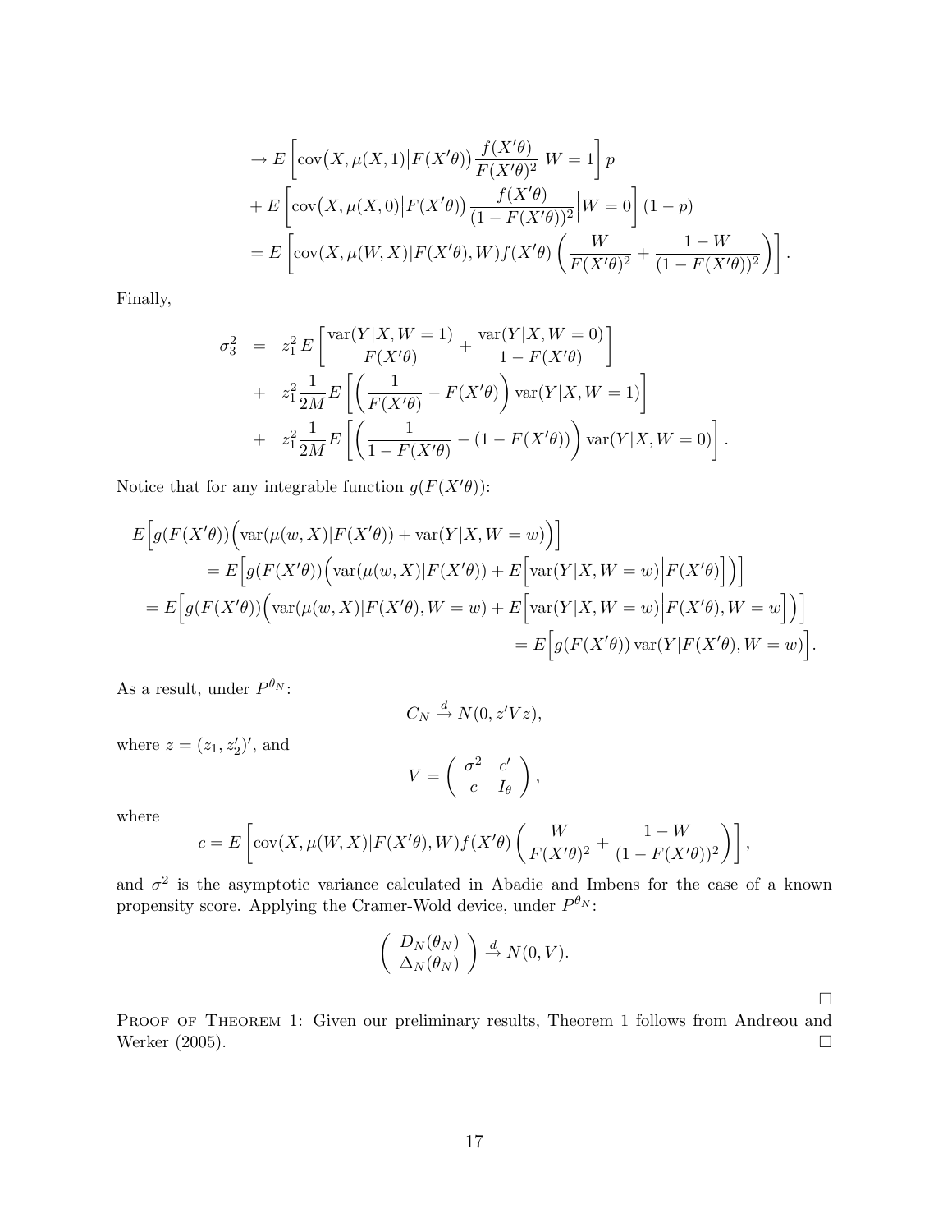$$
\begin{aligned}
&\to E\left[\operatorname{cov}\big(X,\mu(X,1)\big|F(X'\theta)\big)\frac{f(X'\theta)}{F(X'\theta)^2}\Big|W=1\right]p\\
&+E\left[\operatorname{cov}\big(X,\mu(X,0)\big|F(X'\theta)\big)\frac{f(X'\theta)}{(1-F(X'\theta))^2}\Big|W=0\right](1-p)\\
&=E\left[\operatorname{cov}(X,\mu(W,X)|F(X'\theta),W)f(X'\theta)\left(\frac{W}{F(X'\theta)^2}+\frac{1-W}{(1-F(X'\theta))^2}\right)\right].
\end{aligned}
$$

Finally,

$$
\begin{aligned}
\sigma_3^2 &= z_1^2\,E\left[\frac{\operatorname{var}(Y|X,W=1)}{F(X'\theta)}+\frac{\operatorname{var}(Y|X,W=0)}{1-F(X'\theta)}\right]\\
&+ z_1^2\frac{1}{2M}E\left[\left(\frac{1}{F(X'\theta)}-F(X'\theta)\right)\operatorname{var}(Y|X,W=1)\right]\\
&+ z_1^2\frac{1}{2M}E\left[\left(\frac{1}{1-F(X'\theta)}-(1-F(X'\theta))\right)\operatorname{var}(Y|X,W=0)\right].
\end{aligned}
$$

Notice that for any integrable function $g(F(X'\theta))$:

$$
\begin{aligned}
&E\Big[g(F(X'\theta))\Big(\operatorname{var}(\mu(w,X)|F(X'\theta))+\operatorname{var}(Y|X,W=w)\Big)\Big]\\
&\qquad=E\Big[g(F(X'\theta))\Big(\operatorname{var}(\mu(w,X)|F(X'\theta))+E\Big[\operatorname{var}(Y|X,W=w)\Big|F(X'\theta)\Big]\Big)\Big]\\
&\quad=E\Big[g(F(X'\theta))\Big(\operatorname{var}(\mu(w,X)|F(X'\theta),W=w)+E\Big[\operatorname{var}(Y|X,W=w)\Big|F(X'\theta),W=w\Big]\Big)\Big]\\
&\qquad\qquad=E\Big[g(F(X'\theta))\operatorname{var}(Y|F(X'\theta),W=w)\Big].
\end{aligned}
$$

As a result, under $P^{\theta_N}$:

$$
C_N \xrightarrow{d} N(0, z'Vz),
$$

where $z=(z_1,z_2')'$, and

$$
V=\begin{pmatrix}\sigma^2 & c'\\ c & I_\theta\end{pmatrix},
$$

where

$$
c=E\left[\operatorname{cov}(X,\mu(W,X)|F(X'\theta),W)f(X'\theta)\left(\frac{W}{F(X'\theta)^2}+\frac{1-W}{(1-F(X'\theta))^2}\right)\right],
$$

and $\sigma^2$ is the asymptotic variance calculated in Abadie and Imbens for the case of a known propensity score. Applying the Cramer-Wold device, under $P^{\theta_N}$:

$$
\begin{pmatrix}D_N(\theta_N)\\ \Delta_N(\theta_N)\end{pmatrix}\xrightarrow{d} N(0,V).
$$

□

Proof of Theorem 1: Given our preliminary results, Theorem 1 follows from Andreou and Werker (2005). □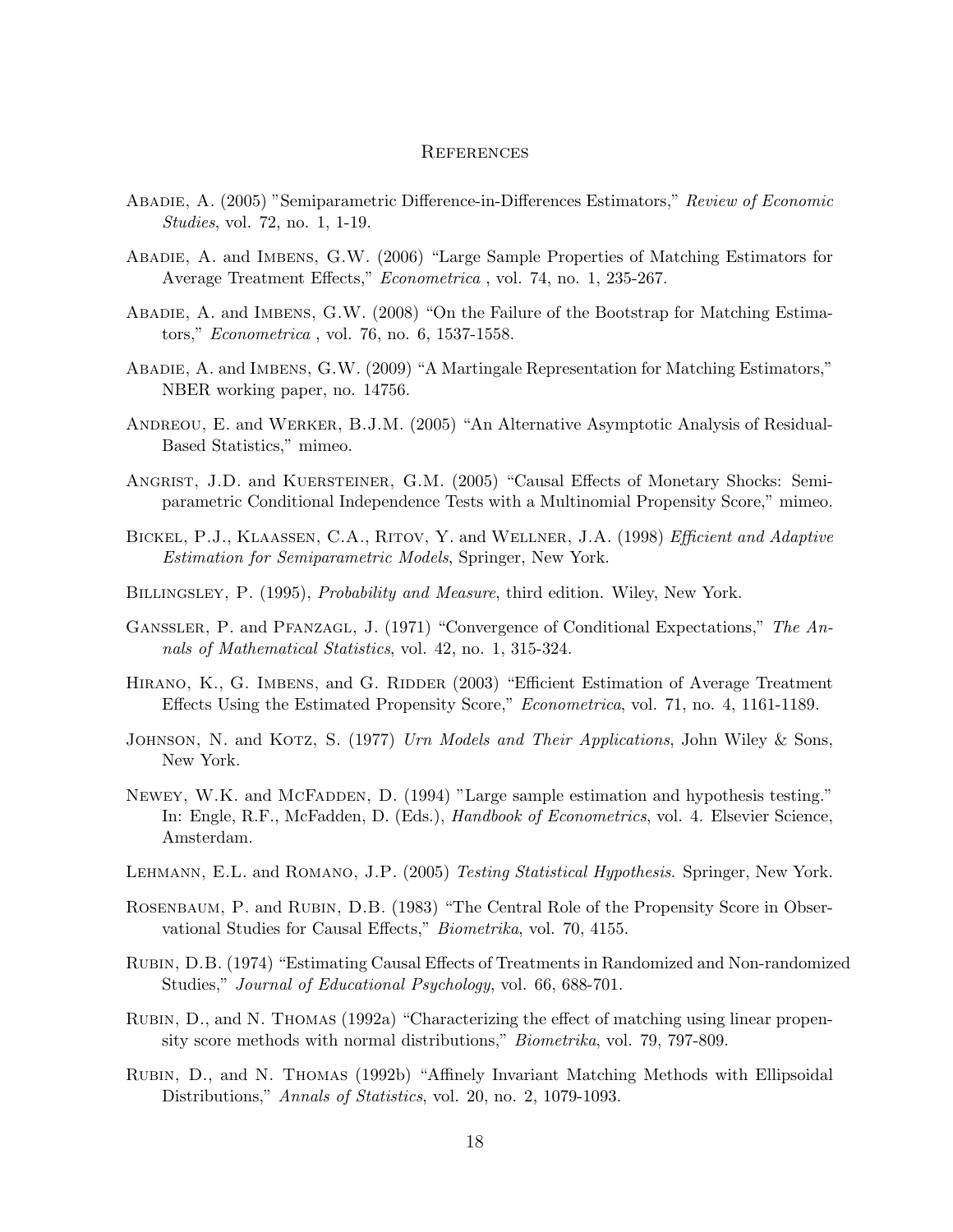# References

Abadie, A. (2005) "Semiparametric Difference-in-Differences Estimators," *Review of Economic Studies*, vol. 72, no. 1, 1-19.

Abadie, A. and Imbens, G.W. (2006) "Large Sample Properties of Matching Estimators for Average Treatment Effects," *Econometrica* , vol. 74, no. 1, 235-267.

Abadie, A. and Imbens, G.W. (2008) "On the Failure of the Bootstrap for Matching Estimators," *Econometrica* , vol. 76, no. 6, 1537-1558.

Abadie, A. and Imbens, G.W. (2009) "A Martingale Representation for Matching Estimators," NBER working paper, no. 14756.

Andreou, E. and Werker, B.J.M. (2005) "An Alternative Asymptotic Analysis of Residual-Based Statistics," mimeo.

Angrist, J.D. and Kuersteiner, G.M. (2005) "Causal Effects of Monetary Shocks: Semi-parametric Conditional Independence Tests with a Multinomial Propensity Score," mimeo.

Bickel, P.J., Klaassen, C.A., Ritov, Y. and Wellner, J.A. (1998) *Efficient and Adaptive Estimation for Semiparametric Models*, Springer, New York.

Billingsley, P. (1995), *Probability and Measure*, third edition. Wiley, New York.

Ganssler, P. and Pfanzagl, J. (1971) "Convergence of Conditional Expectations," *The Annals of Mathematical Statistics*, vol. 42, no. 1, 315-324.

Hirano, K., G. Imbens, and G. Ridder (2003) "Efficient Estimation of Average Treatment Effects Using the Estimated Propensity Score," *Econometrica*, vol. 71, no. 4, 1161-1189.

Johnson, N. and Kotz, S. (1977) *Urn Models and Their Applications*, John Wiley & Sons, New York.

Newey, W.K. and McFadden, D. (1994) "Large sample estimation and hypothesis testing." In: Engle, R.F., McFadden, D. (Eds.), *Handbook of Econometrics*, vol. 4. Elsevier Science, Amsterdam.

Lehmann, E.L. and Romano, J.P. (2005) *Testing Statistical Hypothesis*. Springer, New York.

Rosenbaum, P. and Rubin, D.B. (1983) "The Central Role of the Propensity Score in Observational Studies for Causal Effects," *Biometrika*, vol. 70, 4155.

Rubin, D.B. (1974) "Estimating Causal Effects of Treatments in Randomized and Non-randomized Studies," *Journal of Educational Psychology*, vol. 66, 688-701.

Rubin, D., and N. Thomas (1992a) "Characterizing the effect of matching using linear propensity score methods with normal distributions," *Biometrika*, vol. 79, 797-809.

Rubin, D., and N. Thomas (1992b) "Affinely Invariant Matching Methods with Ellipsoidal Distributions," *Annals of Statistics*, vol. 20, no. 2, 1079-1093.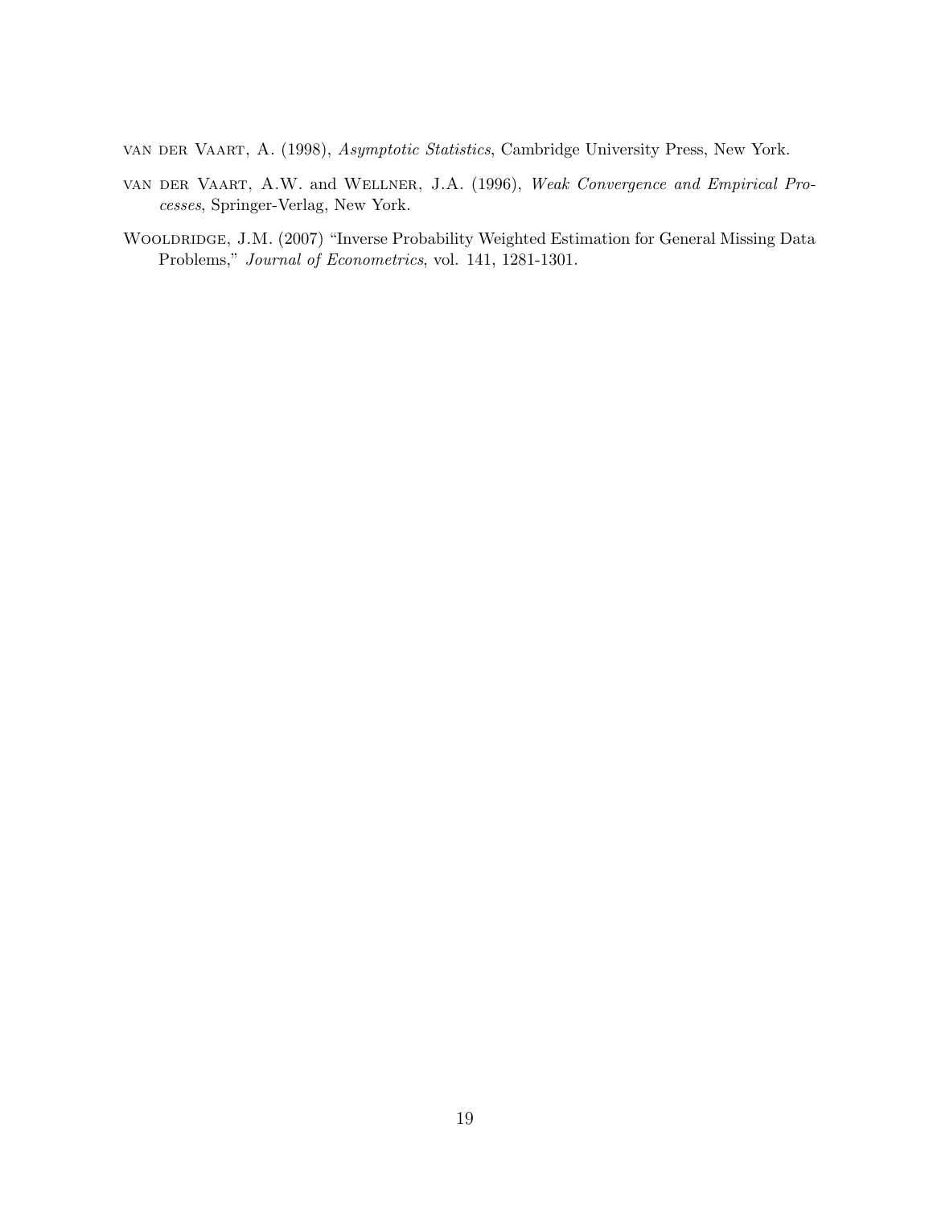van der Vaart, A. (1998), *Asymptotic Statistics*, Cambridge University Press, New York.

van der Vaart, A.W. and Wellner, J.A. (1996), *Weak Convergence and Empirical Processes*, Springer-Verlag, New York.

Wooldridge, J.M. (2007) "Inverse Probability Weighted Estimation for General Missing Data Problems," *Journal of Econometrics*, vol. 141, 1281-1301.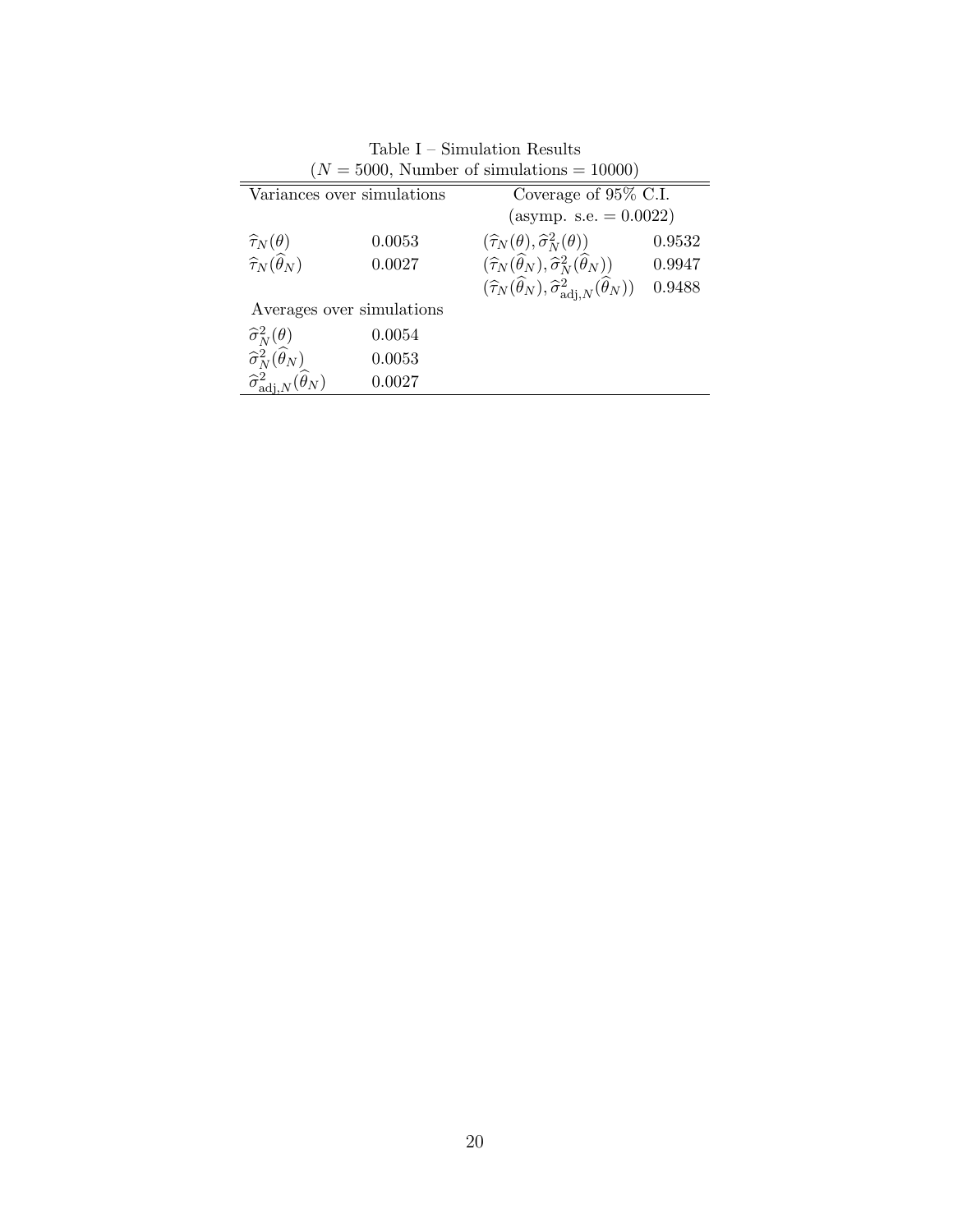Table I – Simulation Results

($N = 5000$, Number of simulations = 10000)

| Variances over simulations | | Coverage of 95% C.I. (asymp. s.e. = 0.0022) | |
|---|---|---|---|
| $\widehat{\tau}_N(\theta)$ | 0.0053 | $(\widehat{\tau}_N(\theta), \widehat{\sigma}^2_N(\theta))$ | 0.9532 |
| $\widehat{\tau}_N(\widehat{\theta}_N)$ | 0.0027 | $(\widehat{\tau}_N(\widehat{\theta}_N), \widehat{\sigma}^2_N(\widehat{\theta}_N))$ | 0.9947 |
| | | $(\widehat{\tau}_N(\widehat{\theta}_N), \widehat{\sigma}^2_{\mathrm{adj},N}(\widehat{\theta}_N))$ | 0.9488 |
| Averages over simulations | | | |
| $\widehat{\sigma}^2_N(\theta)$ | 0.0054 | | |
| $\widehat{\sigma}^2_N(\widehat{\theta}_N)$ | 0.0053 | | |
| $\widehat{\sigma}^2_{\mathrm{adj},N}(\widehat{\theta}_N)$ | 0.0027 | | |